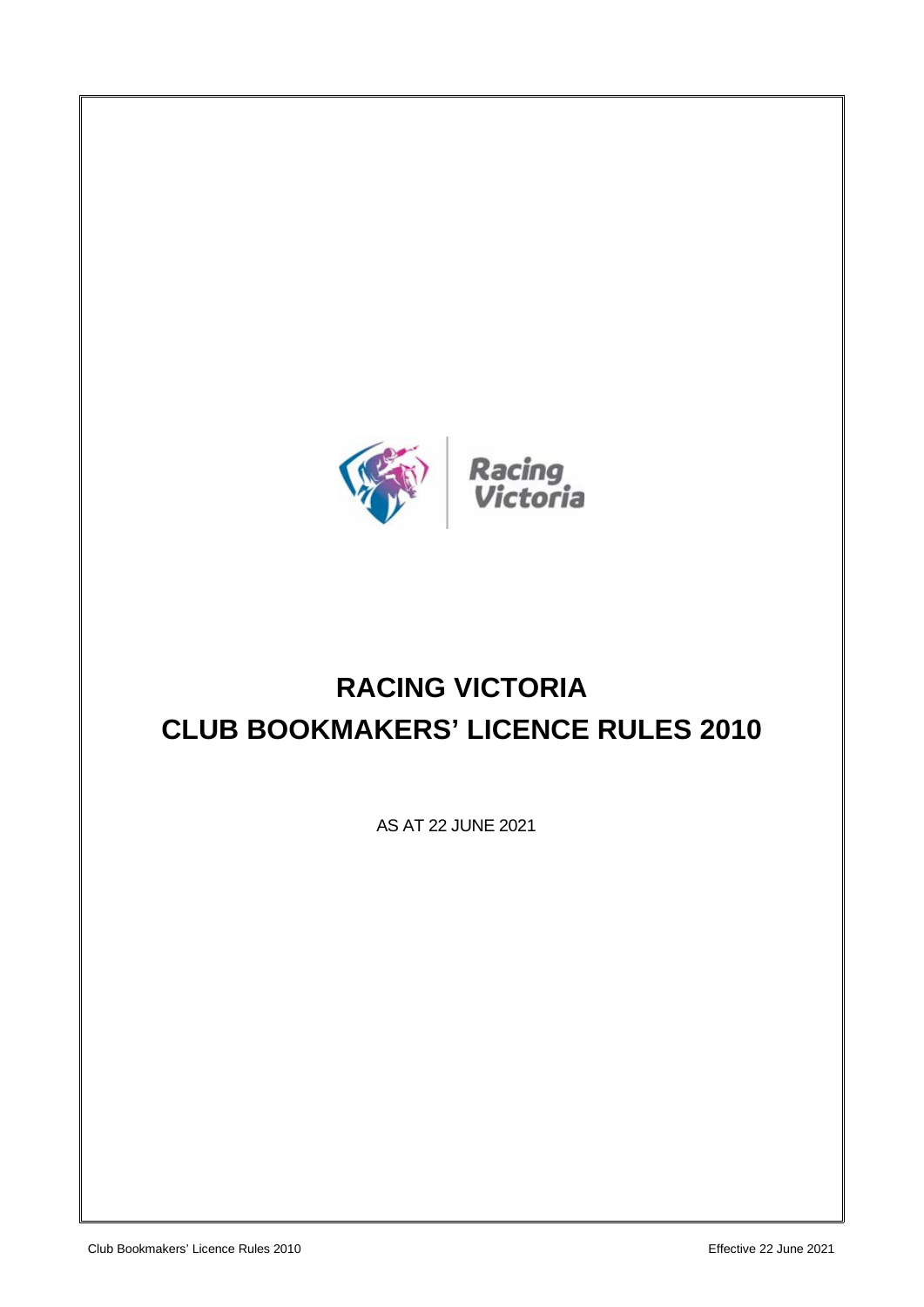# RACING VICTORIA

# CLUB BOOKMAKERS' LICENCE RULES 2010

AS AT 22 JUNE 2021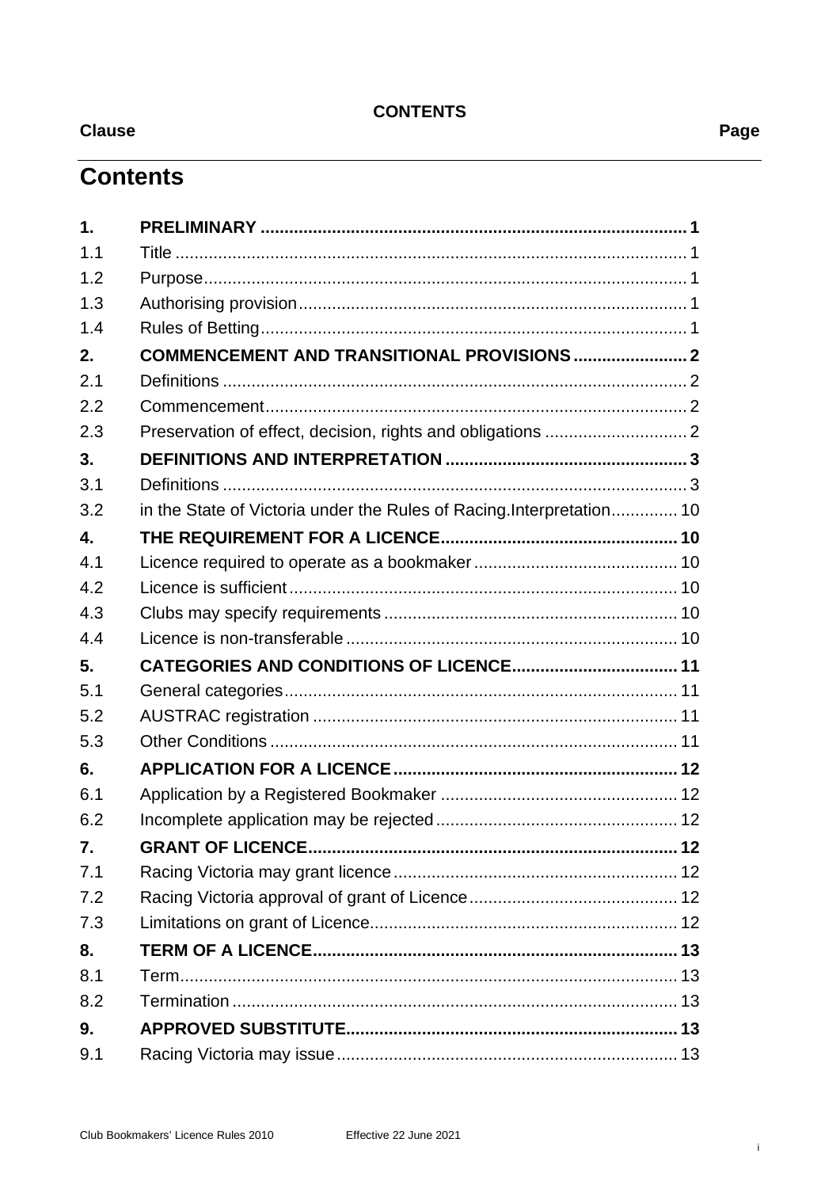**CONTENTS**

**Clause** **Page**

# Contents

| | | |
|---|---|---|
| **1.** | **PRELIMINARY** | **1** |
| 1.1 | Title | 1 |
| 1.2 | Purpose | 1 |
| 1.3 | Authorising provision | 1 |
| 1.4 | Rules of Betting | 1 |
| **2.** | **COMMENCEMENT AND TRANSITIONAL PROVISIONS** | **2** |
| 2.1 | Definitions | 2 |
| 2.2 | Commencement | 2 |
| 2.3 | Preservation of effect, decision, rights and obligations | 2 |
| **3.** | **DEFINITIONS AND INTERPRETATION** | **3** |
| 3.1 | Definitions | 3 |
| 3.2 | in the State of Victoria under the Rules of Racing.Interpretation | 10 |
| **4.** | **THE REQUIREMENT FOR A LICENCE** | **10** |
| 4.1 | Licence required to operate as a bookmaker | 10 |
| 4.2 | Licence is sufficient | 10 |
| 4.3 | Clubs may specify requirements | 10 |
| 4.4 | Licence is non-transferable | 10 |
| **5.** | **CATEGORIES AND CONDITIONS OF LICENCE** | **11** |
| 5.1 | General categories | 11 |
| 5.2 | AUSTRAC registration | 11 |
| 5.3 | Other Conditions | 11 |
| **6.** | **APPLICATION FOR A LICENCE** | **12** |
| 6.1 | Application by a Registered Bookmaker | 12 |
| 6.2 | Incomplete application may be rejected | 12 |
| **7.** | **GRANT OF LICENCE** | **12** |
| 7.1 | Racing Victoria may grant licence | 12 |
| 7.2 | Racing Victoria approval of grant of Licence | 12 |
| 7.3 | Limitations on grant of Licence | 12 |
| **8.** | **TERM OF A LICENCE** | **13** |
| 8.1 | Term | 13 |
| 8.2 | Termination | 13 |
| **9.** | **APPROVED SUBSTITUTE** | **13** |
| 9.1 | Racing Victoria may issue | 13 |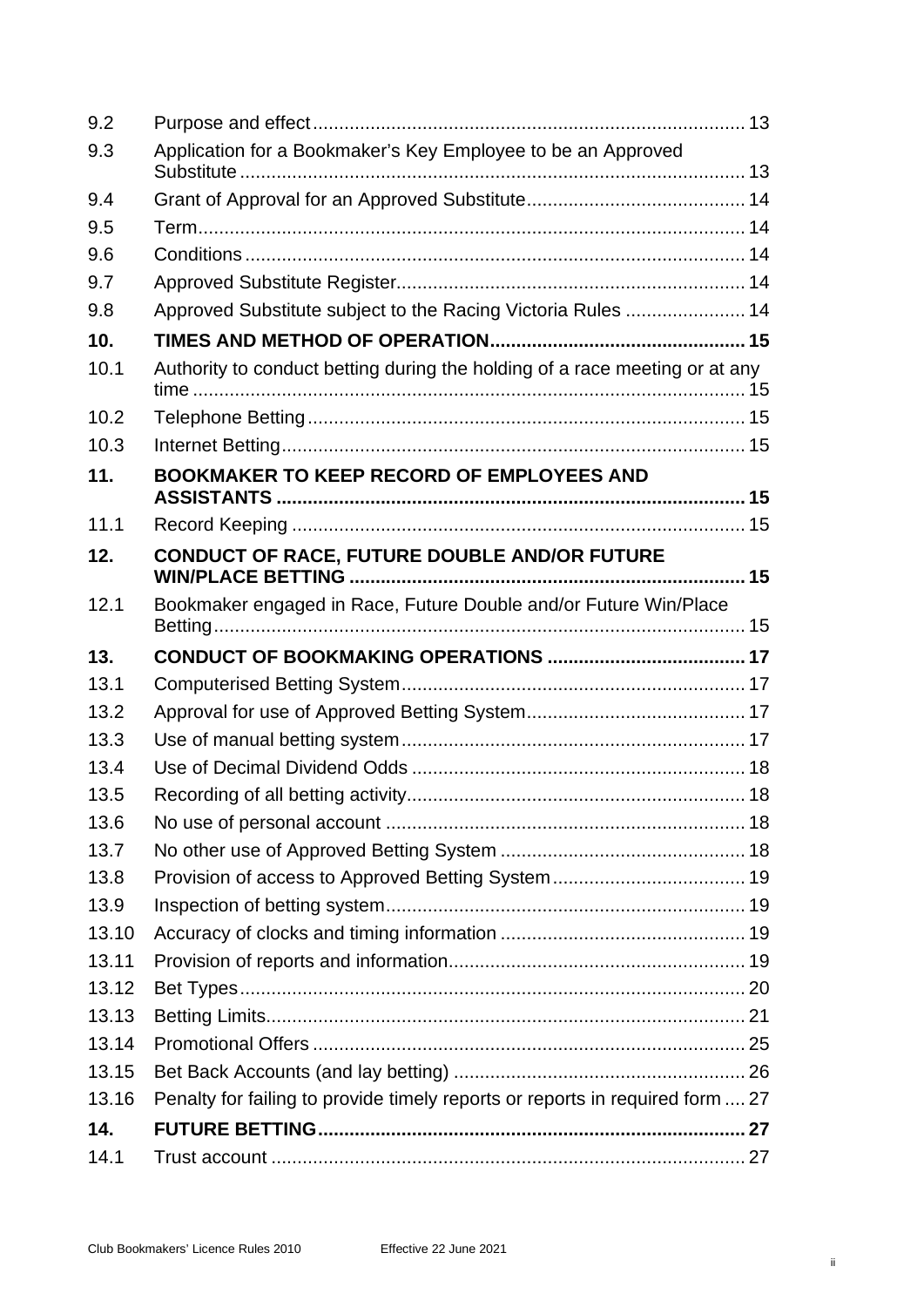| | | |
|---|---|---|
| 9.2 | Purpose and effect | 13 |
| 9.3 | Application for a Bookmaker's Key Employee to be an Approved Substitute | 13 |
| 9.4 | Grant of Approval for an Approved Substitute | 14 |
| 9.5 | Term | 14 |
| 9.6 | Conditions | 14 |
| 9.7 | Approved Substitute Register | 14 |
| 9.8 | Approved Substitute subject to the Racing Victoria Rules | 14 |
| **10.** | **TIMES AND METHOD OF OPERATION** | **15** |
| 10.1 | Authority to conduct betting during the holding of a race meeting or at any time | 15 |
| 10.2 | Telephone Betting | 15 |
| 10.3 | Internet Betting | 15 |
| **11.** | **BOOKMAKER TO KEEP RECORD OF EMPLOYEES AND ASSISTANTS** | **15** |
| 11.1 | Record Keeping | 15 |
| **12.** | **CONDUCT OF RACE, FUTURE DOUBLE AND/OR FUTURE WIN/PLACE BETTING** | **15** |
| 12.1 | Bookmaker engaged in Race, Future Double and/or Future Win/Place Betting | 15 |
| **13.** | **CONDUCT OF BOOKMAKING OPERATIONS** | **17** |
| 13.1 | Computerised Betting System | 17 |
| 13.2 | Approval for use of Approved Betting System | 17 |
| 13.3 | Use of manual betting system | 17 |
| 13.4 | Use of Decimal Dividend Odds | 18 |
| 13.5 | Recording of all betting activity | 18 |
| 13.6 | No use of personal account | 18 |
| 13.7 | No other use of Approved Betting System | 18 |
| 13.8 | Provision of access to Approved Betting System | 19 |
| 13.9 | Inspection of betting system | 19 |
| 13.10 | Accuracy of clocks and timing information | 19 |
| 13.11 | Provision of reports and information | 19 |
| 13.12 | Bet Types | 20 |
| 13.13 | Betting Limits | 21 |
| 13.14 | Promotional Offers | 25 |
| 13.15 | Bet Back Accounts (and lay betting) | 26 |
| 13.16 | Penalty for failing to provide timely reports or reports in required form | 27 |
| **14.** | **FUTURE BETTING** | **27** |
| 14.1 | Trust account | 27 |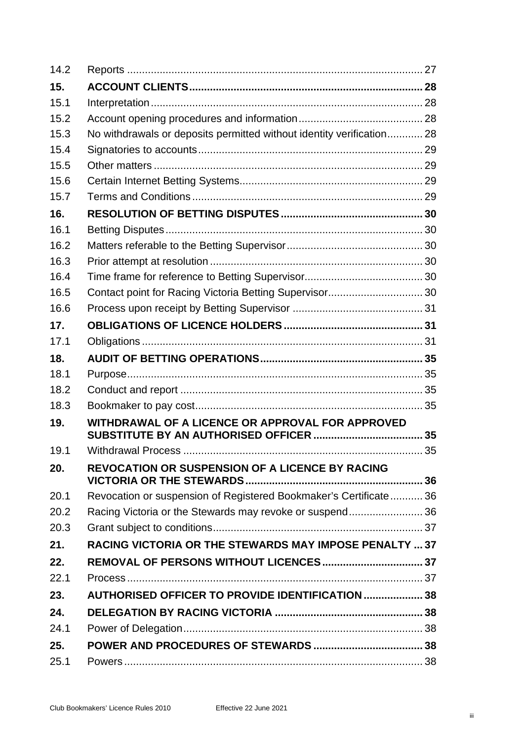| | | |
|---|---|---|
| 14.2 | Reports | 27 |
| **15.** | **ACCOUNT CLIENTS** | **28** |
| 15.1 | Interpretation | 28 |
| 15.2 | Account opening procedures and information | 28 |
| 15.3 | No withdrawals or deposits permitted without identity verification | 28 |
| 15.4 | Signatories to accounts | 29 |
| 15.5 | Other matters | 29 |
| 15.6 | Certain Internet Betting Systems | 29 |
| 15.7 | Terms and Conditions | 29 |
| **16.** | **RESOLUTION OF BETTING DISPUTES** | **30** |
| 16.1 | Betting Disputes | 30 |
| 16.2 | Matters referable to the Betting Supervisor | 30 |
| 16.3 | Prior attempt at resolution | 30 |
| 16.4 | Time frame for reference to Betting Supervisor | 30 |
| 16.5 | Contact point for Racing Victoria Betting Supervisor | 30 |
| 16.6 | Process upon receipt by Betting Supervisor | 31 |
| **17.** | **OBLIGATIONS OF LICENCE HOLDERS** | **31** |
| 17.1 | Obligations | 31 |
| **18.** | **AUDIT OF BETTING OPERATIONS** | **35** |
| 18.1 | Purpose | 35 |
| 18.2 | Conduct and report | 35 |
| 18.3 | Bookmaker to pay cost | 35 |
| **19.** | **WITHDRAWAL OF A LICENCE OR APPROVAL FOR APPROVED SUBSTITUTE BY AN AUTHORISED OFFICER** | **35** |
| 19.1 | Withdrawal Process | 35 |
| **20.** | **REVOCATION OR SUSPENSION OF A LICENCE BY RACING VICTORIA OR THE STEWARDS** | **36** |
| 20.1 | Revocation or suspension of Registered Bookmaker's Certificate | 36 |
| 20.2 | Racing Victoria or the Stewards may revoke or suspend | 36 |
| 20.3 | Grant subject to conditions | 37 |
| **21.** | **RACING VICTORIA OR THE STEWARDS MAY IMPOSE PENALTY** | **37** |
| **22.** | **REMOVAL OF PERSONS WITHOUT LICENCES** | **37** |
| 22.1 | Process | 37 |
| **23.** | **AUTHORISED OFFICER TO PROVIDE IDENTIFICATION** | **38** |
| **24.** | **DELEGATION BY RACING VICTORIA** | **38** |
| 24.1 | Power of Delegation | 38 |
| **25.** | **POWER AND PROCEDURES OF STEWARDS** | **38** |
| 25.1 | Powers | 38 |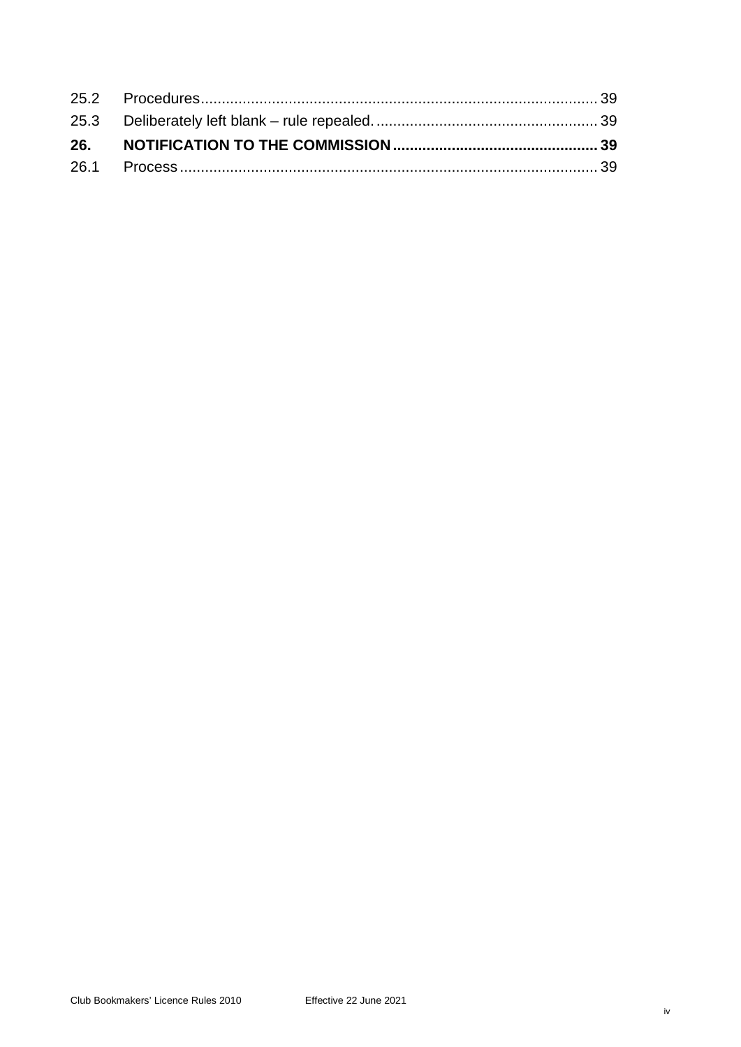25.2 Procedures ........ 39
25.3 Deliberately left blank – rule repealed. ........ 39
**26. NOTIFICATION TO THE COMMISSION ........ 39**
26.1 Process ........ 39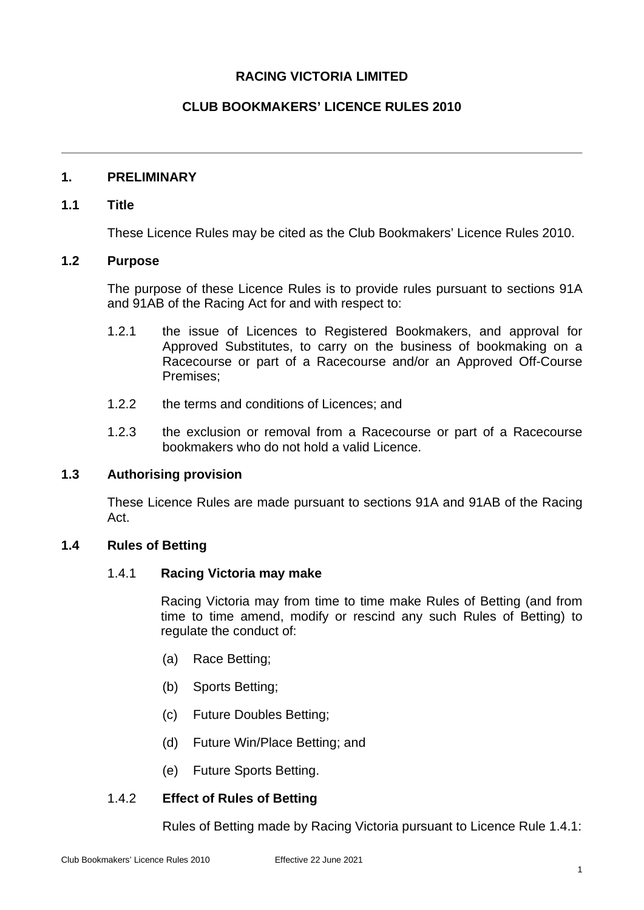**RACING VICTORIA LIMITED**

**CLUB BOOKMAKERS' LICENCE RULES 2010**

---

## 1. PRELIMINARY

### 1.1 Title

These Licence Rules may be cited as the Club Bookmakers' Licence Rules 2010.

### 1.2 Purpose

The purpose of these Licence Rules is to provide rules pursuant to sections 91A and 91AB of the Racing Act for and with respect to:

1.2.1 the issue of Licences to Registered Bookmakers, and approval for Approved Substitutes, to carry on the business of bookmaking on a Racecourse or part of a Racecourse and/or an Approved Off-Course Premises;

1.2.2 the terms and conditions of Licences; and

1.2.3 the exclusion or removal from a Racecourse or part of a Racecourse bookmakers who do not hold a valid Licence.

### 1.3 Authorising provision

These Licence Rules are made pursuant to sections 91A and 91AB of the Racing Act.

### 1.4 Rules of Betting

1.4.1 **Racing Victoria may make**

Racing Victoria may from time to time make Rules of Betting (and from time to time amend, modify or rescind any such Rules of Betting) to regulate the conduct of:

(a) Race Betting;

(b) Sports Betting;

(c) Future Doubles Betting;

(d) Future Win/Place Betting; and

(e) Future Sports Betting.

1.4.2 **Effect of Rules of Betting**

Rules of Betting made by Racing Victoria pursuant to Licence Rule 1.4.1: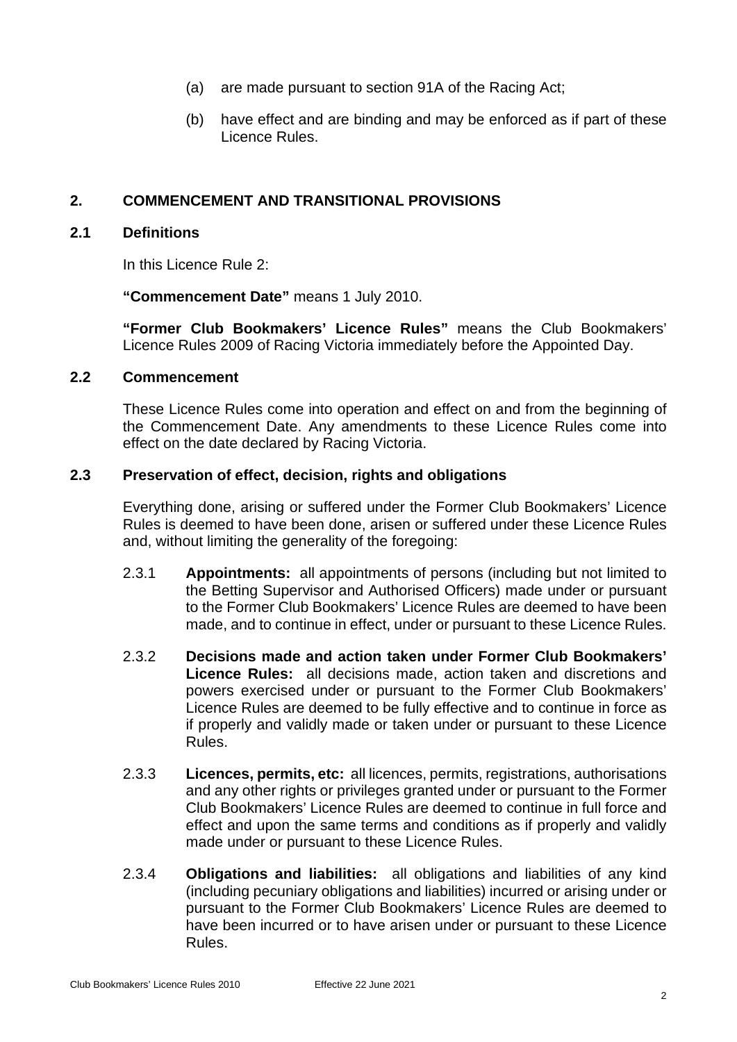(a) are made pursuant to section 91A of the Racing Act;

(b) have effect and are binding and may be enforced as if part of these Licence Rules.

## 2. COMMENCEMENT AND TRANSITIONAL PROVISIONS

### 2.1 Definitions

In this Licence Rule 2:

**"Commencement Date"** means 1 July 2010.

**"Former Club Bookmakers' Licence Rules"** means the Club Bookmakers' Licence Rules 2009 of Racing Victoria immediately before the Appointed Day.

### 2.2 Commencement

These Licence Rules come into operation and effect on and from the beginning of the Commencement Date. Any amendments to these Licence Rules come into effect on the date declared by Racing Victoria.

### 2.3 Preservation of effect, decision, rights and obligations

Everything done, arising or suffered under the Former Club Bookmakers' Licence Rules is deemed to have been done, arisen or suffered under these Licence Rules and, without limiting the generality of the foregoing:

2.3.1 **Appointments:** all appointments of persons (including but not limited to the Betting Supervisor and Authorised Officers) made under or pursuant to the Former Club Bookmakers' Licence Rules are deemed to have been made, and to continue in effect, under or pursuant to these Licence Rules.

2.3.2 **Decisions made and action taken under Former Club Bookmakers' Licence Rules:** all decisions made, action taken and discretions and powers exercised under or pursuant to the Former Club Bookmakers' Licence Rules are deemed to be fully effective and to continue in force as if properly and validly made or taken under or pursuant to these Licence Rules.

2.3.3 **Licences, permits, etc:** all licences, permits, registrations, authorisations and any other rights or privileges granted under or pursuant to the Former Club Bookmakers' Licence Rules are deemed to continue in full force and effect and upon the same terms and conditions as if properly and validly made under or pursuant to these Licence Rules.

2.3.4 **Obligations and liabilities:** all obligations and liabilities of any kind (including pecuniary obligations and liabilities) incurred or arising under or pursuant to the Former Club Bookmakers' Licence Rules are deemed to have been incurred or to have arisen under or pursuant to these Licence Rules.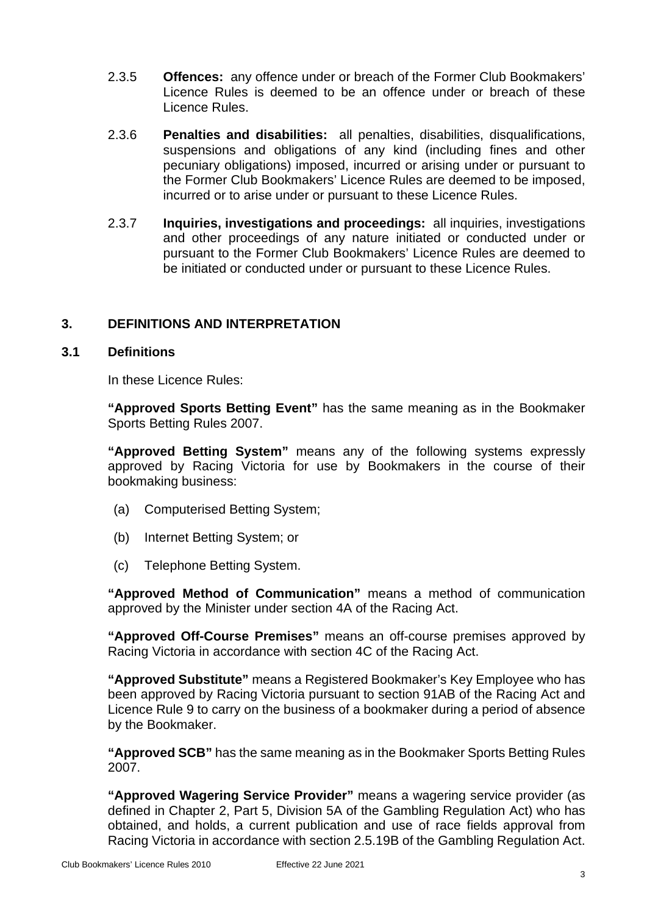2.3.5 **Offences:** any offence under or breach of the Former Club Bookmakers' Licence Rules is deemed to be an offence under or breach of these Licence Rules.

2.3.6 **Penalties and disabilities:** all penalties, disabilities, disqualifications, suspensions and obligations of any kind (including fines and other pecuniary obligations) imposed, incurred or arising under or pursuant to the Former Club Bookmakers' Licence Rules are deemed to be imposed, incurred or to arise under or pursuant to these Licence Rules.

2.3.7 **Inquiries, investigations and proceedings:** all inquiries, investigations and other proceedings of any nature initiated or conducted under or pursuant to the Former Club Bookmakers' Licence Rules are deemed to be initiated or conducted under or pursuant to these Licence Rules.

## 3. DEFINITIONS AND INTERPRETATION

### 3.1 Definitions

In these Licence Rules:

**"Approved Sports Betting Event"** has the same meaning as in the Bookmaker Sports Betting Rules 2007.

**"Approved Betting System"** means any of the following systems expressly approved by Racing Victoria for use by Bookmakers in the course of their bookmaking business:

(a) Computerised Betting System;

(b) Internet Betting System; or

(c) Telephone Betting System.

**"Approved Method of Communication"** means a method of communication approved by the Minister under section 4A of the Racing Act.

**"Approved Off-Course Premises"** means an off-course premises approved by Racing Victoria in accordance with section 4C of the Racing Act.

**"Approved Substitute"** means a Registered Bookmaker's Key Employee who has been approved by Racing Victoria pursuant to section 91AB of the Racing Act and Licence Rule 9 to carry on the business of a bookmaker during a period of absence by the Bookmaker.

**"Approved SCB"** has the same meaning as in the Bookmaker Sports Betting Rules 2007.

**"Approved Wagering Service Provider"** means a wagering service provider (as defined in Chapter 2, Part 5, Division 5A of the Gambling Regulation Act) who has obtained, and holds, a current publication and use of race fields approval from Racing Victoria in accordance with section 2.5.19B of the Gambling Regulation Act.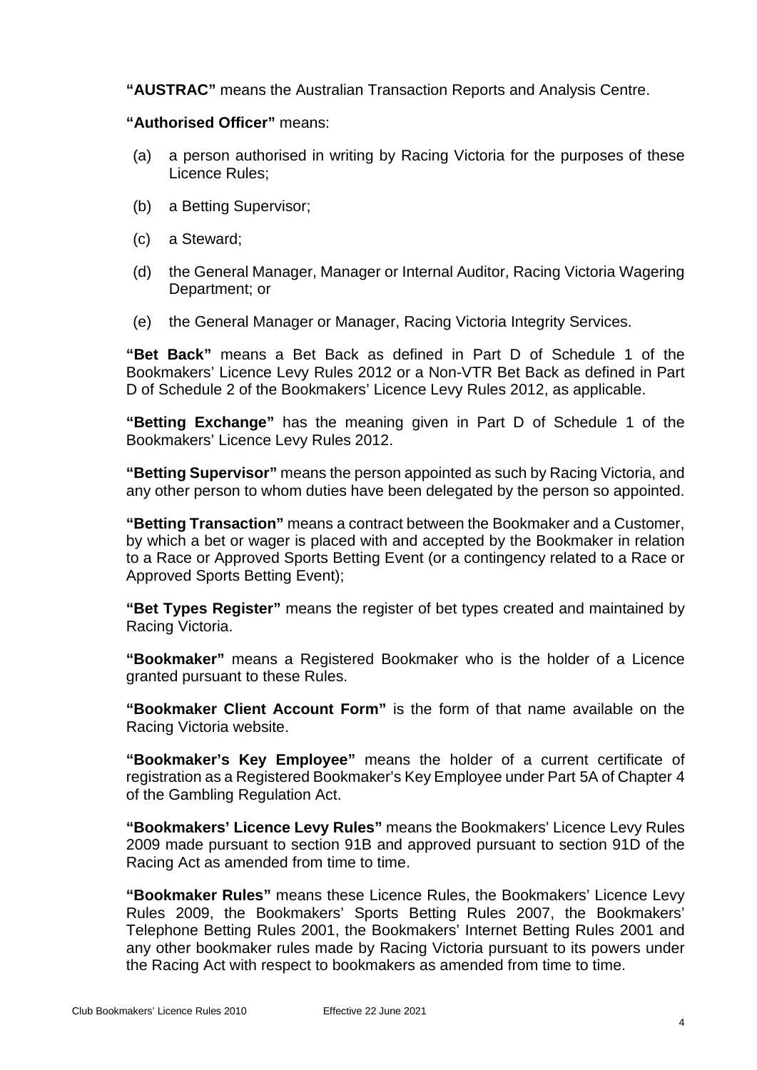**"AUSTRAC"** means the Australian Transaction Reports and Analysis Centre.

**"Authorised Officer"** means:

(a) a person authorised in writing by Racing Victoria for the purposes of these Licence Rules;

(b) a Betting Supervisor;

(c) a Steward;

(d) the General Manager, Manager or Internal Auditor, Racing Victoria Wagering Department; or

(e) the General Manager or Manager, Racing Victoria Integrity Services.

**"Bet Back"** means a Bet Back as defined in Part D of Schedule 1 of the Bookmakers' Licence Levy Rules 2012 or a Non-VTR Bet Back as defined in Part D of Schedule 2 of the Bookmakers' Licence Levy Rules 2012, as applicable.

**"Betting Exchange"** has the meaning given in Part D of Schedule 1 of the Bookmakers' Licence Levy Rules 2012.

**"Betting Supervisor"** means the person appointed as such by Racing Victoria, and any other person to whom duties have been delegated by the person so appointed.

**"Betting Transaction"** means a contract between the Bookmaker and a Customer, by which a bet or wager is placed with and accepted by the Bookmaker in relation to a Race or Approved Sports Betting Event (or a contingency related to a Race or Approved Sports Betting Event);

**"Bet Types Register"** means the register of bet types created and maintained by Racing Victoria.

**"Bookmaker"** means a Registered Bookmaker who is the holder of a Licence granted pursuant to these Rules.

**"Bookmaker Client Account Form"** is the form of that name available on the Racing Victoria website.

**"Bookmaker's Key Employee"** means the holder of a current certificate of registration as a Registered Bookmaker's Key Employee under Part 5A of Chapter 4 of the Gambling Regulation Act.

**"Bookmakers' Licence Levy Rules"** means the Bookmakers' Licence Levy Rules 2009 made pursuant to section 91B and approved pursuant to section 91D of the Racing Act as amended from time to time.

**"Bookmaker Rules"** means these Licence Rules, the Bookmakers' Licence Levy Rules 2009, the Bookmakers' Sports Betting Rules 2007, the Bookmakers' Telephone Betting Rules 2001, the Bookmakers' Internet Betting Rules 2001 and any other bookmaker rules made by Racing Victoria pursuant to its powers under the Racing Act with respect to bookmakers as amended from time to time.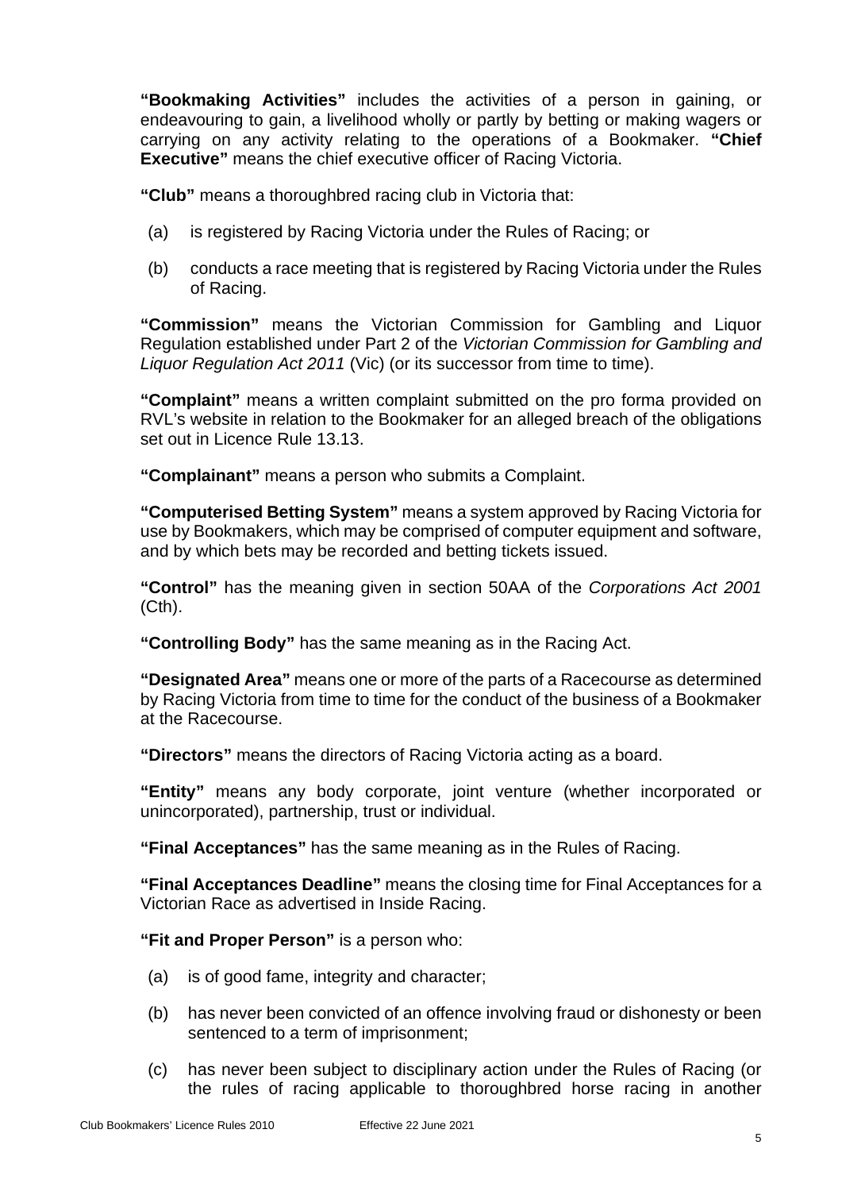**"Bookmaking Activities"** includes the activities of a person in gaining, or endeavouring to gain, a livelihood wholly or partly by betting or making wagers or carrying on any activity relating to the operations of a Bookmaker. **"Chief Executive"** means the chief executive officer of Racing Victoria.

**"Club"** means a thoroughbred racing club in Victoria that:

(a) is registered by Racing Victoria under the Rules of Racing; or

(b) conducts a race meeting that is registered by Racing Victoria under the Rules of Racing.

**"Commission"** means the Victorian Commission for Gambling and Liquor Regulation established under Part 2 of the *Victorian Commission for Gambling and Liquor Regulation Act 2011* (Vic) (or its successor from time to time).

**"Complaint"** means a written complaint submitted on the pro forma provided on RVL's website in relation to the Bookmaker for an alleged breach of the obligations set out in Licence Rule 13.13.

**"Complainant"** means a person who submits a Complaint.

**"Computerised Betting System"** means a system approved by Racing Victoria for use by Bookmakers, which may be comprised of computer equipment and software, and by which bets may be recorded and betting tickets issued.

**"Control"** has the meaning given in section 50AA of the *Corporations Act 2001* (Cth).

**"Controlling Body"** has the same meaning as in the Racing Act.

**"Designated Area"** means one or more of the parts of a Racecourse as determined by Racing Victoria from time to time for the conduct of the business of a Bookmaker at the Racecourse.

**"Directors"** means the directors of Racing Victoria acting as a board.

**"Entity"** means any body corporate, joint venture (whether incorporated or unincorporated), partnership, trust or individual.

**"Final Acceptances"** has the same meaning as in the Rules of Racing.

**"Final Acceptances Deadline"** means the closing time for Final Acceptances for a Victorian Race as advertised in Inside Racing.

**"Fit and Proper Person"** is a person who:

(a) is of good fame, integrity and character;

(b) has never been convicted of an offence involving fraud or dishonesty or been sentenced to a term of imprisonment;

(c) has never been subject to disciplinary action under the Rules of Racing (or the rules of racing applicable to thoroughbred horse racing in another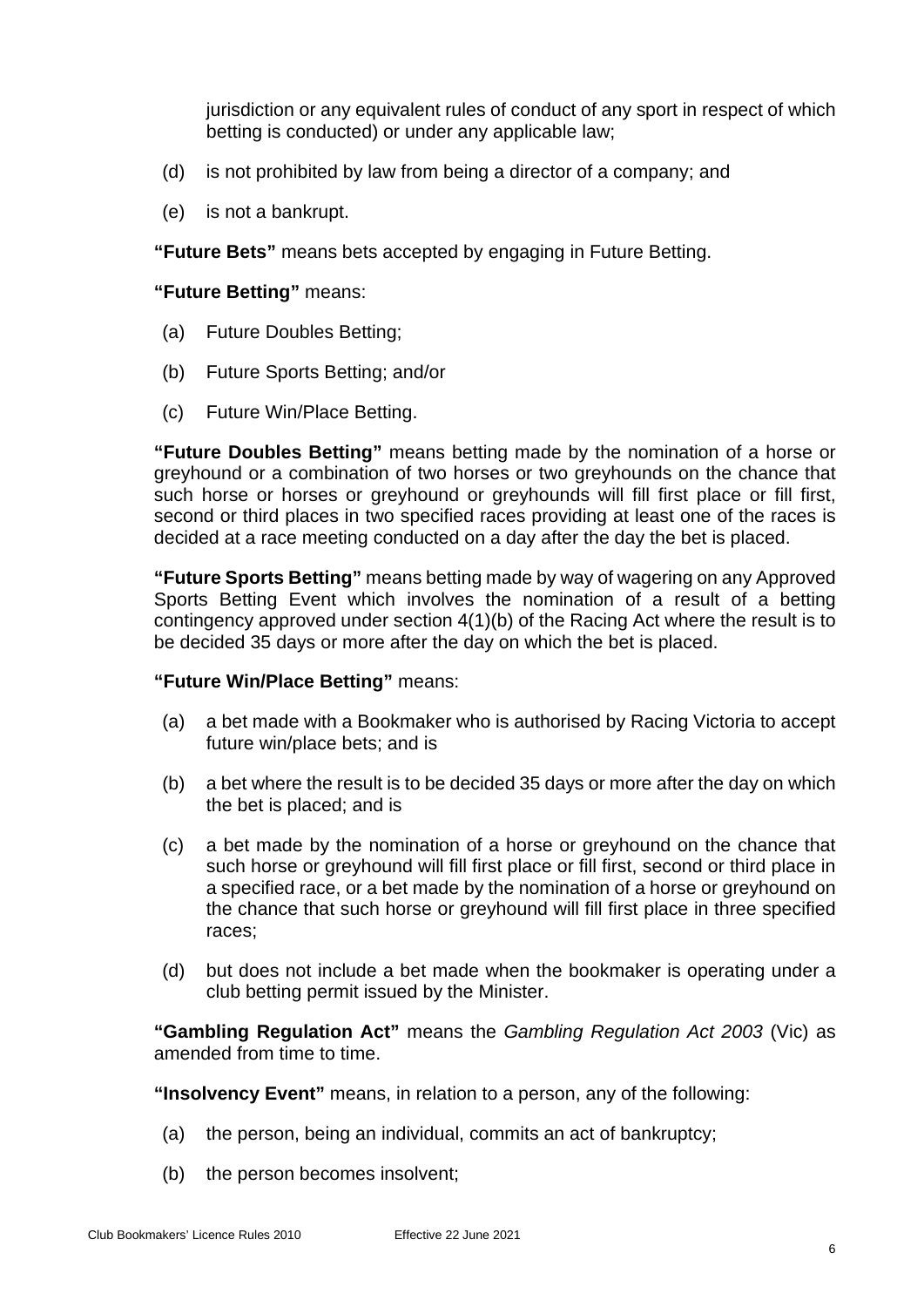jurisdiction or any equivalent rules of conduct of any sport in respect of which betting is conducted) or under any applicable law;

(d) is not prohibited by law from being a director of a company; and

(e) is not a bankrupt.

**"Future Bets"** means bets accepted by engaging in Future Betting.

**"Future Betting"** means:

(a) Future Doubles Betting;

(b) Future Sports Betting; and/or

(c) Future Win/Place Betting.

**"Future Doubles Betting"** means betting made by the nomination of a horse or greyhound or a combination of two horses or two greyhounds on the chance that such horse or horses or greyhound or greyhounds will fill first place or fill first, second or third places in two specified races providing at least one of the races is decided at a race meeting conducted on a day after the day the bet is placed.

**"Future Sports Betting"** means betting made by way of wagering on any Approved Sports Betting Event which involves the nomination of a result of a betting contingency approved under section 4(1)(b) of the Racing Act where the result is to be decided 35 days or more after the day on which the bet is placed.

**"Future Win/Place Betting"** means:

(a) a bet made with a Bookmaker who is authorised by Racing Victoria to accept future win/place bets; and is

(b) a bet where the result is to be decided 35 days or more after the day on which the bet is placed; and is

(c) a bet made by the nomination of a horse or greyhound on the chance that such horse or greyhound will fill first place or fill first, second or third place in a specified race, or a bet made by the nomination of a horse or greyhound on the chance that such horse or greyhound will fill first place in three specified races;

(d) but does not include a bet made when the bookmaker is operating under a club betting permit issued by the Minister.

**"Gambling Regulation Act"** means the *Gambling Regulation Act 2003* (Vic) as amended from time to time.

**"Insolvency Event"** means, in relation to a person, any of the following:

(a) the person, being an individual, commits an act of bankruptcy;

(b) the person becomes insolvent;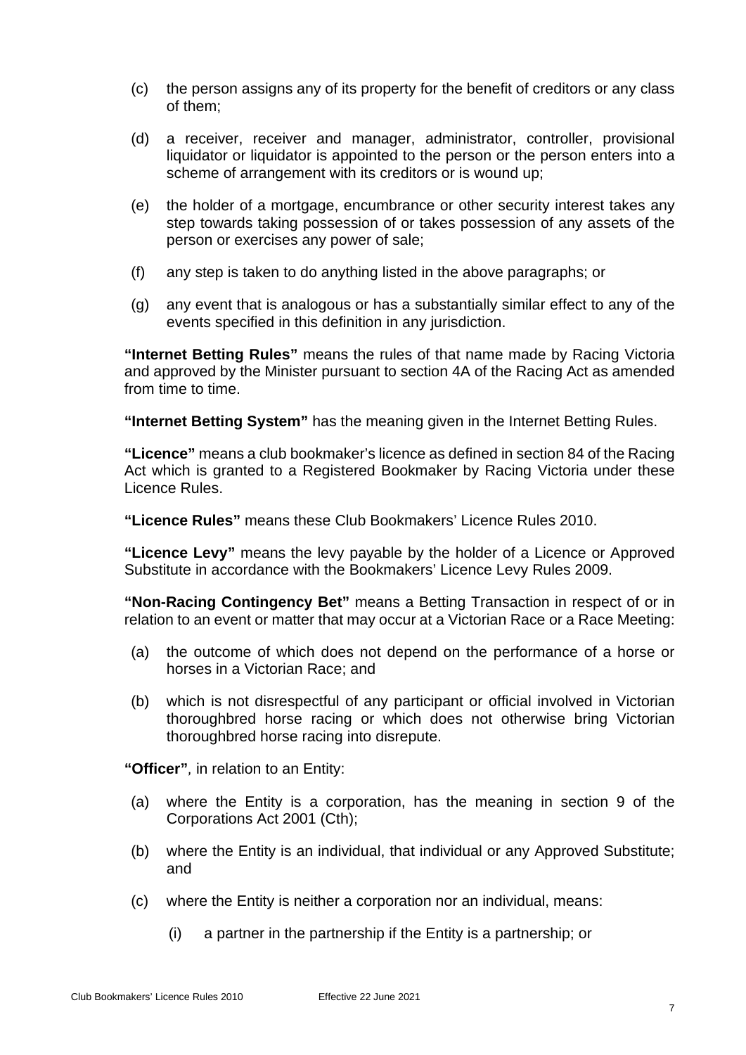(c) the person assigns any of its property for the benefit of creditors or any class of them;

(d) a receiver, receiver and manager, administrator, controller, provisional liquidator or liquidator is appointed to the person or the person enters into a scheme of arrangement with its creditors or is wound up;

(e) the holder of a mortgage, encumbrance or other security interest takes any step towards taking possession of or takes possession of any assets of the person or exercises any power of sale;

(f) any step is taken to do anything listed in the above paragraphs; or

(g) any event that is analogous or has a substantially similar effect to any of the events specified in this definition in any jurisdiction.

**"Internet Betting Rules"** means the rules of that name made by Racing Victoria and approved by the Minister pursuant to section 4A of the Racing Act as amended from time to time.

**"Internet Betting System"** has the meaning given in the Internet Betting Rules.

**"Licence"** means a club bookmaker's licence as defined in section 84 of the Racing Act which is granted to a Registered Bookmaker by Racing Victoria under these Licence Rules.

**"Licence Rules"** means these Club Bookmakers' Licence Rules 2010.

**"Licence Levy"** means the levy payable by the holder of a Licence or Approved Substitute in accordance with the Bookmakers' Licence Levy Rules 2009.

**"Non-Racing Contingency Bet"** means a Betting Transaction in respect of or in relation to an event or matter that may occur at a Victorian Race or a Race Meeting:

(a) the outcome of which does not depend on the performance of a horse or horses in a Victorian Race; and

(b) which is not disrespectful of any participant or official involved in Victorian thoroughbred horse racing or which does not otherwise bring Victorian thoroughbred horse racing into disrepute.

**"Officer"**, in relation to an Entity:

(a) where the Entity is a corporation, has the meaning in section 9 of the Corporations Act 2001 (Cth);

(b) where the Entity is an individual, that individual or any Approved Substitute; and

(c) where the Entity is neither a corporation nor an individual, means:

   (i) a partner in the partnership if the Entity is a partnership; or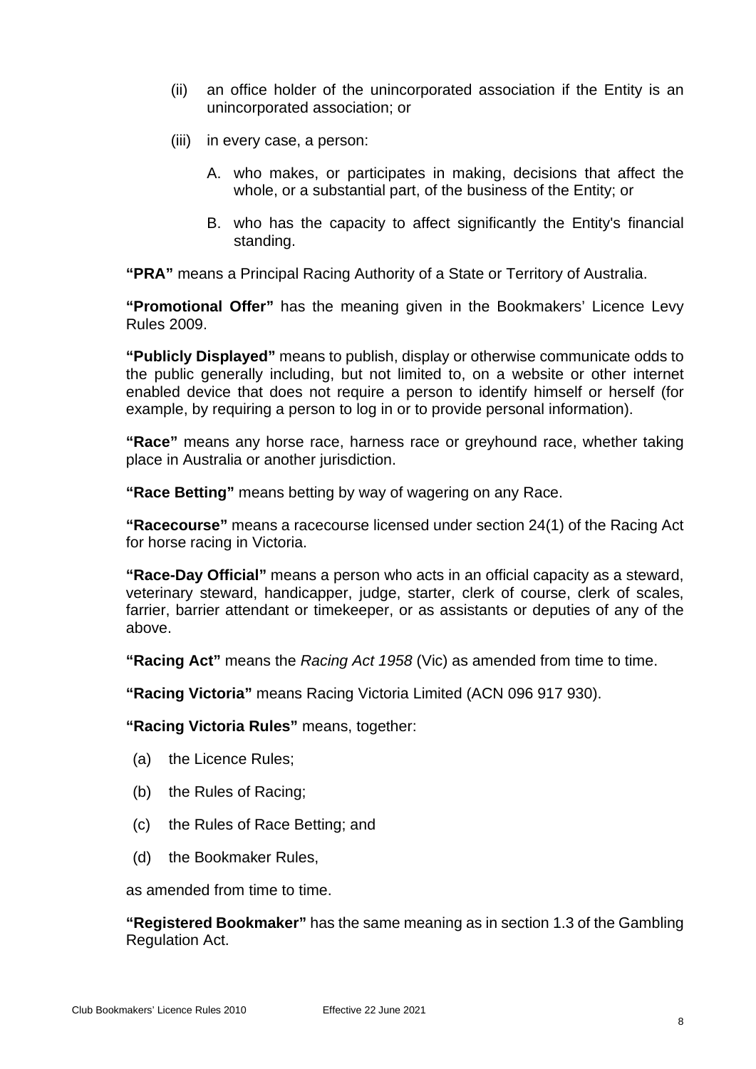(ii) an office holder of the unincorporated association if the Entity is an unincorporated association; or

(iii) in every case, a person:

A. who makes, or participates in making, decisions that affect the whole, or a substantial part, of the business of the Entity; or

B. who has the capacity to affect significantly the Entity's financial standing.

**"PRA"** means a Principal Racing Authority of a State or Territory of Australia.

**"Promotional Offer"** has the meaning given in the Bookmakers' Licence Levy Rules 2009.

**"Publicly Displayed"** means to publish, display or otherwise communicate odds to the public generally including, but not limited to, on a website or other internet enabled device that does not require a person to identify himself or herself (for example, by requiring a person to log in or to provide personal information).

**"Race"** means any horse race, harness race or greyhound race, whether taking place in Australia or another jurisdiction.

**"Race Betting"** means betting by way of wagering on any Race.

**"Racecourse"** means a racecourse licensed under section 24(1) of the Racing Act for horse racing in Victoria.

**"Race-Day Official"** means a person who acts in an official capacity as a steward, veterinary steward, handicapper, judge, starter, clerk of course, clerk of scales, farrier, barrier attendant or timekeeper, or as assistants or deputies of any of the above.

**"Racing Act"** means the *Racing Act 1958* (Vic) as amended from time to time.

**"Racing Victoria"** means Racing Victoria Limited (ACN 096 917 930).

**"Racing Victoria Rules"** means, together:

(a) the Licence Rules;

(b) the Rules of Racing;

(c) the Rules of Race Betting; and

(d) the Bookmaker Rules,

as amended from time to time.

**"Registered Bookmaker"** has the same meaning as in section 1.3 of the Gambling Regulation Act.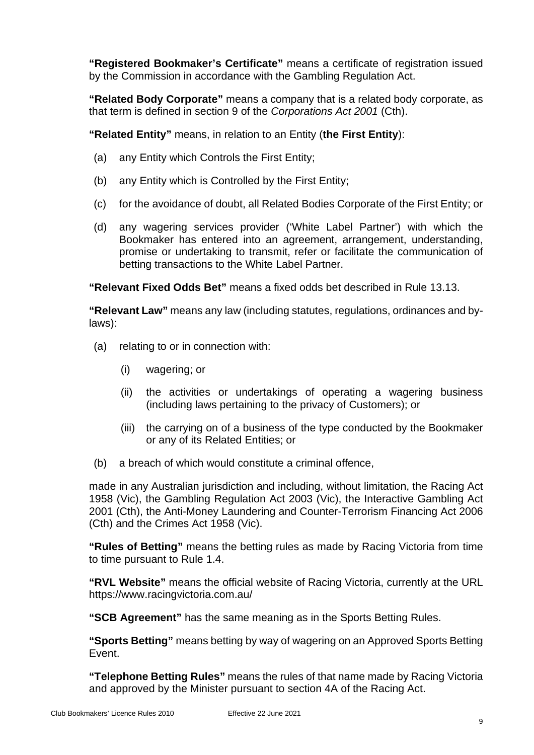**"Registered Bookmaker's Certificate"** means a certificate of registration issued by the Commission in accordance with the Gambling Regulation Act.

**"Related Body Corporate"** means a company that is a related body corporate, as that term is defined in section 9 of the *Corporations Act 2001* (Cth).

**"Related Entity"** means, in relation to an Entity (**the First Entity**):

(a) any Entity which Controls the First Entity;

(b) any Entity which is Controlled by the First Entity;

(c) for the avoidance of doubt, all Related Bodies Corporate of the First Entity; or

(d) any wagering services provider ('White Label Partner') with which the Bookmaker has entered into an agreement, arrangement, understanding, promise or undertaking to transmit, refer or facilitate the communication of betting transactions to the White Label Partner.

**"Relevant Fixed Odds Bet"** means a fixed odds bet described in Rule 13.13.

**"Relevant Law"** means any law (including statutes, regulations, ordinances and by-laws):

(a) relating to or in connection with:

  (i) wagering; or

  (ii) the activities or undertakings of operating a wagering business (including laws pertaining to the privacy of Customers); or

  (iii) the carrying on of a business of the type conducted by the Bookmaker or any of its Related Entities; or

(b) a breach of which would constitute a criminal offence,

made in any Australian jurisdiction and including, without limitation, the Racing Act 1958 (Vic), the Gambling Regulation Act 2003 (Vic), the Interactive Gambling Act 2001 (Cth), the Anti-Money Laundering and Counter-Terrorism Financing Act 2006 (Cth) and the Crimes Act 1958 (Vic).

**"Rules of Betting"** means the betting rules as made by Racing Victoria from time to time pursuant to Rule 1.4.

**"RVL Website"** means the official website of Racing Victoria, currently at the URL https://www.racingvictoria.com.au/

**"SCB Agreement"** has the same meaning as in the Sports Betting Rules.

**"Sports Betting"** means betting by way of wagering on an Approved Sports Betting Event.

**"Telephone Betting Rules"** means the rules of that name made by Racing Victoria and approved by the Minister pursuant to section 4A of the Racing Act.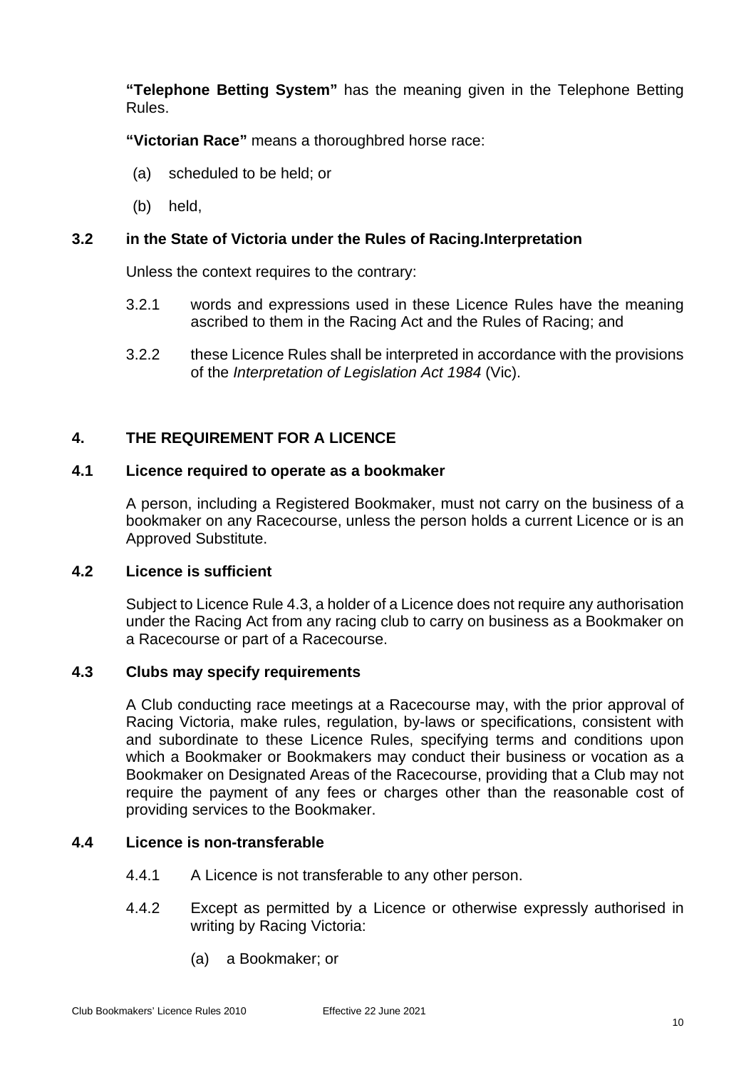**"Telephone Betting System"** has the meaning given in the Telephone Betting Rules.

**"Victorian Race"** means a thoroughbred horse race:

(a) scheduled to be held; or

(b) held,

### 3.2 in the State of Victoria under the Rules of Racing.Interpretation

Unless the context requires to the contrary:

3.2.1 words and expressions used in these Licence Rules have the meaning ascribed to them in the Racing Act and the Rules of Racing; and

3.2.2 these Licence Rules shall be interpreted in accordance with the provisions of the *Interpretation of Legislation Act 1984* (Vic).

## 4. THE REQUIREMENT FOR A LICENCE

### 4.1 Licence required to operate as a bookmaker

A person, including a Registered Bookmaker, must not carry on the business of a bookmaker on any Racecourse, unless the person holds a current Licence or is an Approved Substitute.

### 4.2 Licence is sufficient

Subject to Licence Rule 4.3, a holder of a Licence does not require any authorisation under the Racing Act from any racing club to carry on business as a Bookmaker on a Racecourse or part of a Racecourse.

### 4.3 Clubs may specify requirements

A Club conducting race meetings at a Racecourse may, with the prior approval of Racing Victoria, make rules, regulation, by-laws or specifications, consistent with and subordinate to these Licence Rules, specifying terms and conditions upon which a Bookmaker or Bookmakers may conduct their business or vocation as a Bookmaker on Designated Areas of the Racecourse, providing that a Club may not require the payment of any fees or charges other than the reasonable cost of providing services to the Bookmaker.

### 4.4 Licence is non-transferable

4.4.1 A Licence is not transferable to any other person.

4.4.2 Except as permitted by a Licence or otherwise expressly authorised in writing by Racing Victoria:

(a) a Bookmaker; or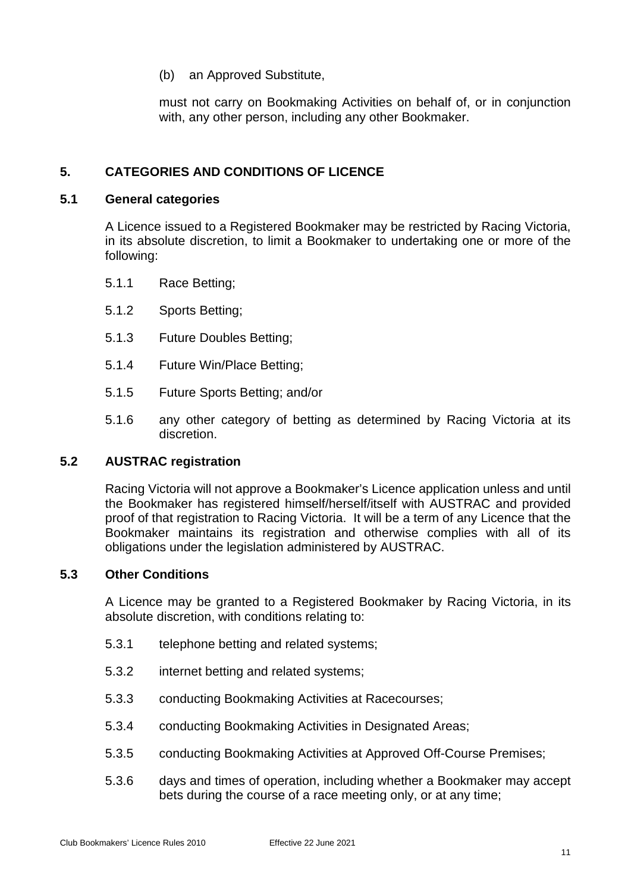(b) an Approved Substitute,

must not carry on Bookmaking Activities on behalf of, or in conjunction with, any other person, including any other Bookmaker.

## 5. CATEGORIES AND CONDITIONS OF LICENCE

### 5.1 General categories

A Licence issued to a Registered Bookmaker may be restricted by Racing Victoria, in its absolute discretion, to limit a Bookmaker to undertaking one or more of the following:

5.1.1 Race Betting;

5.1.2 Sports Betting;

5.1.3 Future Doubles Betting;

5.1.4 Future Win/Place Betting;

5.1.5 Future Sports Betting; and/or

5.1.6 any other category of betting as determined by Racing Victoria at its discretion.

### 5.2 AUSTRAC registration

Racing Victoria will not approve a Bookmaker's Licence application unless and until the Bookmaker has registered himself/herself/itself with AUSTRAC and provided proof of that registration to Racing Victoria. It will be a term of any Licence that the Bookmaker maintains its registration and otherwise complies with all of its obligations under the legislation administered by AUSTRAC.

### 5.3 Other Conditions

A Licence may be granted to a Registered Bookmaker by Racing Victoria, in its absolute discretion, with conditions relating to:

5.3.1 telephone betting and related systems;

5.3.2 internet betting and related systems;

5.3.3 conducting Bookmaking Activities at Racecourses;

5.3.4 conducting Bookmaking Activities in Designated Areas;

5.3.5 conducting Bookmaking Activities at Approved Off-Course Premises;

5.3.6 days and times of operation, including whether a Bookmaker may accept bets during the course of a race meeting only, or at any time;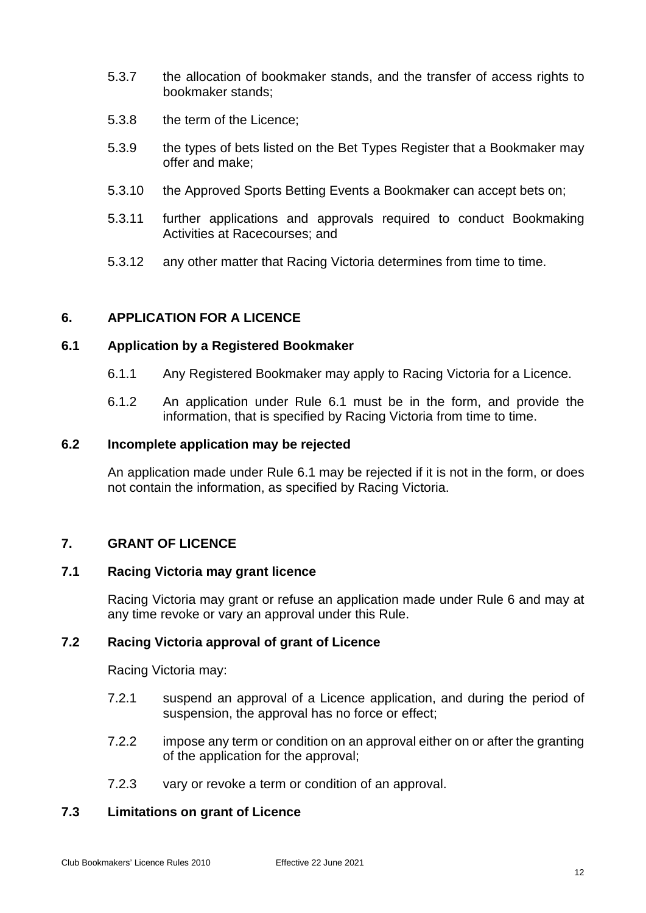5.3.7 the allocation of bookmaker stands, and the transfer of access rights to bookmaker stands;

5.3.8 the term of the Licence;

5.3.9 the types of bets listed on the Bet Types Register that a Bookmaker may offer and make;

5.3.10 the Approved Sports Betting Events a Bookmaker can accept bets on;

5.3.11 further applications and approvals required to conduct Bookmaking Activities at Racecourses; and

5.3.12 any other matter that Racing Victoria determines from time to time.

## 6. APPLICATION FOR A LICENCE

### 6.1 Application by a Registered Bookmaker

6.1.1 Any Registered Bookmaker may apply to Racing Victoria for a Licence.

6.1.2 An application under Rule 6.1 must be in the form, and provide the information, that is specified by Racing Victoria from time to time.

### 6.2 Incomplete application may be rejected

An application made under Rule 6.1 may be rejected if it is not in the form, or does not contain the information, as specified by Racing Victoria.

## 7. GRANT OF LICENCE

### 7.1 Racing Victoria may grant licence

Racing Victoria may grant or refuse an application made under Rule 6 and may at any time revoke or vary an approval under this Rule.

### 7.2 Racing Victoria approval of grant of Licence

Racing Victoria may:

7.2.1 suspend an approval of a Licence application, and during the period of suspension, the approval has no force or effect;

7.2.2 impose any term or condition on an approval either on or after the granting of the application for the approval;

7.2.3 vary or revoke a term or condition of an approval.

### 7.3 Limitations on grant of Licence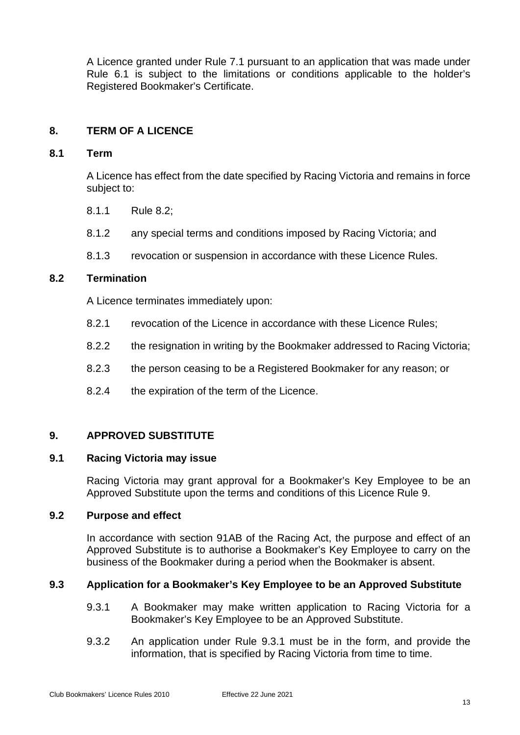A Licence granted under Rule 7.1 pursuant to an application that was made under Rule 6.1 is subject to the limitations or conditions applicable to the holder's Registered Bookmaker's Certificate.

## 8. TERM OF A LICENCE

### 8.1 Term

A Licence has effect from the date specified by Racing Victoria and remains in force subject to:

8.1.1 Rule 8.2;

8.1.2 any special terms and conditions imposed by Racing Victoria; and

8.1.3 revocation or suspension in accordance with these Licence Rules.

### 8.2 Termination

A Licence terminates immediately upon:

8.2.1 revocation of the Licence in accordance with these Licence Rules;

8.2.2 the resignation in writing by the Bookmaker addressed to Racing Victoria;

8.2.3 the person ceasing to be a Registered Bookmaker for any reason; or

8.2.4 the expiration of the term of the Licence.

## 9. APPROVED SUBSTITUTE

### 9.1 Racing Victoria may issue

Racing Victoria may grant approval for a Bookmaker's Key Employee to be an Approved Substitute upon the terms and conditions of this Licence Rule 9.

### 9.2 Purpose and effect

In accordance with section 91AB of the Racing Act, the purpose and effect of an Approved Substitute is to authorise a Bookmaker's Key Employee to carry on the business of the Bookmaker during a period when the Bookmaker is absent.

### 9.3 Application for a Bookmaker's Key Employee to be an Approved Substitute

9.3.1 A Bookmaker may make written application to Racing Victoria for a Bookmaker's Key Employee to be an Approved Substitute.

9.3.2 An application under Rule 9.3.1 must be in the form, and provide the information, that is specified by Racing Victoria from time to time.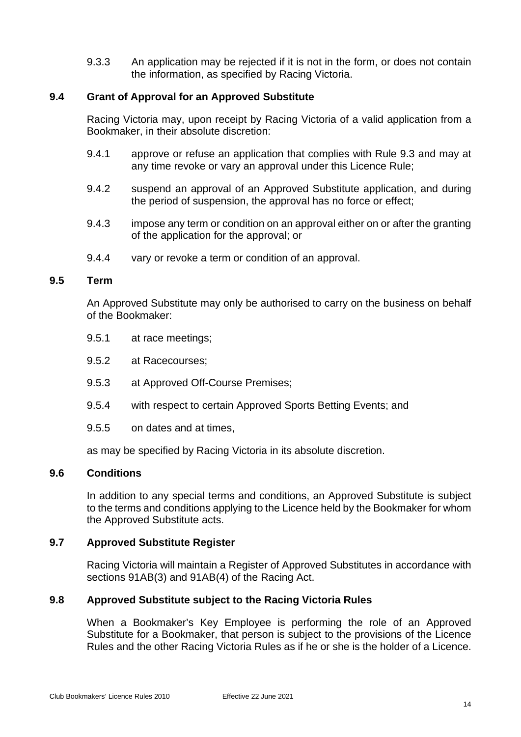9.3.3 An application may be rejected if it is not in the form, or does not contain the information, as specified by Racing Victoria.

### 9.4 Grant of Approval for an Approved Substitute

Racing Victoria may, upon receipt by Racing Victoria of a valid application from a Bookmaker, in their absolute discretion:

9.4.1 approve or refuse an application that complies with Rule 9.3 and may at any time revoke or vary an approval under this Licence Rule;

9.4.2 suspend an approval of an Approved Substitute application, and during the period of suspension, the approval has no force or effect;

9.4.3 impose any term or condition on an approval either on or after the granting of the application for the approval; or

9.4.4 vary or revoke a term or condition of an approval.

### 9.5 Term

An Approved Substitute may only be authorised to carry on the business on behalf of the Bookmaker:

9.5.1 at race meetings;

9.5.2 at Racecourses;

9.5.3 at Approved Off-Course Premises;

9.5.4 with respect to certain Approved Sports Betting Events; and

9.5.5 on dates and at times,

as may be specified by Racing Victoria in its absolute discretion.

### 9.6 Conditions

In addition to any special terms and conditions, an Approved Substitute is subject to the terms and conditions applying to the Licence held by the Bookmaker for whom the Approved Substitute acts.

### 9.7 Approved Substitute Register

Racing Victoria will maintain a Register of Approved Substitutes in accordance with sections 91AB(3) and 91AB(4) of the Racing Act.

### 9.8 Approved Substitute subject to the Racing Victoria Rules

When a Bookmaker's Key Employee is performing the role of an Approved Substitute for a Bookmaker, that person is subject to the provisions of the Licence Rules and the other Racing Victoria Rules as if he or she is the holder of a Licence.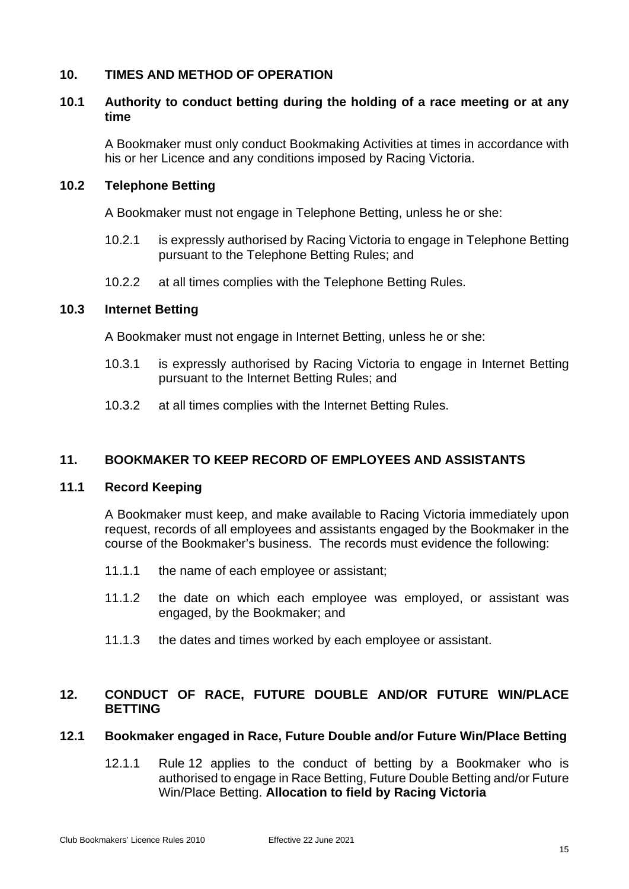## 10. TIMES AND METHOD OF OPERATION

### 10.1 Authority to conduct betting during the holding of a race meeting or at any time

A Bookmaker must only conduct Bookmaking Activities at times in accordance with his or her Licence and any conditions imposed by Racing Victoria.

### 10.2 Telephone Betting

A Bookmaker must not engage in Telephone Betting, unless he or she:

10.2.1 is expressly authorised by Racing Victoria to engage in Telephone Betting pursuant to the Telephone Betting Rules; and

10.2.2 at all times complies with the Telephone Betting Rules.

### 10.3 Internet Betting

A Bookmaker must not engage in Internet Betting, unless he or she:

10.3.1 is expressly authorised by Racing Victoria to engage in Internet Betting pursuant to the Internet Betting Rules; and

10.3.2 at all times complies with the Internet Betting Rules.

## 11. BOOKMAKER TO KEEP RECORD OF EMPLOYEES AND ASSISTANTS

### 11.1 Record Keeping

A Bookmaker must keep, and make available to Racing Victoria immediately upon request, records of all employees and assistants engaged by the Bookmaker in the course of the Bookmaker's business. The records must evidence the following:

11.1.1 the name of each employee or assistant;

11.1.2 the date on which each employee was employed, or assistant was engaged, by the Bookmaker; and

11.1.3 the dates and times worked by each employee or assistant.

## 12. CONDUCT OF RACE, FUTURE DOUBLE AND/OR FUTURE WIN/PLACE BETTING

### 12.1 Bookmaker engaged in Race, Future Double and/or Future Win/Place Betting

12.1.1 Rule 12 applies to the conduct of betting by a Bookmaker who is authorised to engage in Race Betting, Future Double Betting and/or Future Win/Place Betting. **Allocation to field by Racing Victoria**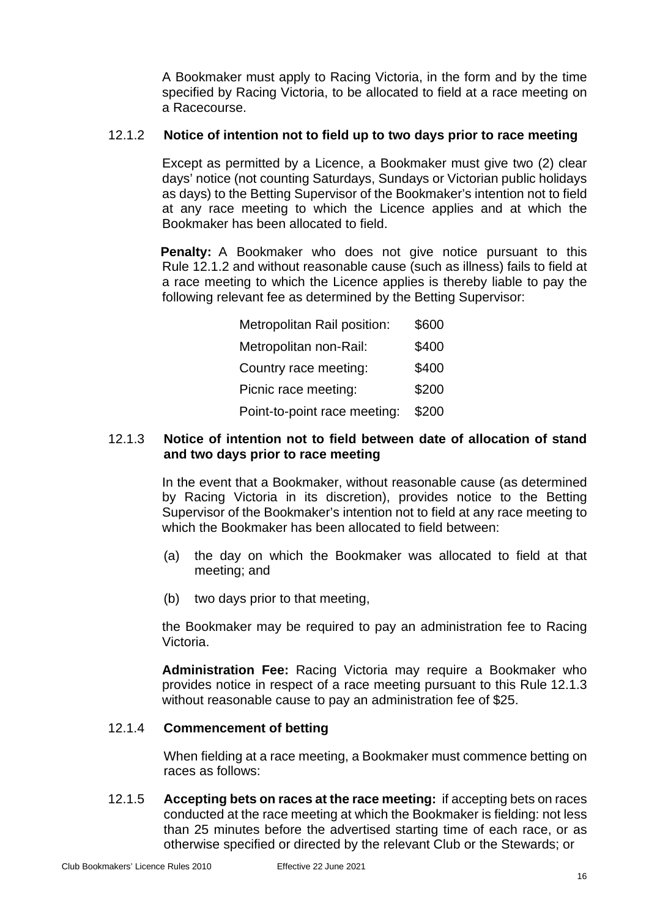A Bookmaker must apply to Racing Victoria, in the form and by the time specified by Racing Victoria, to be allocated to field at a race meeting on a Racecourse.

### 12.1.2 Notice of intention not to field up to two days prior to race meeting

Except as permitted by a Licence, a Bookmaker must give two (2) clear days' notice (not counting Saturdays, Sundays or Victorian public holidays as days) to the Betting Supervisor of the Bookmaker's intention not to field at any race meeting to which the Licence applies and at which the Bookmaker has been allocated to field.

**Penalty:** A Bookmaker who does not give notice pursuant to this Rule 12.1.2 and without reasonable cause (such as illness) fails to field at a race meeting to which the Licence applies is thereby liable to pay the following relevant fee as determined by the Betting Supervisor:

| | |
|---|---|
| Metropolitan Rail position: | \$600 |
| Metropolitan non-Rail: | \$400 |
| Country race meeting: | \$400 |
| Picnic race meeting: | \$200 |
| Point-to-point race meeting: | \$200 |

### 12.1.3 Notice of intention not to field between date of allocation of stand and two days prior to race meeting

In the event that a Bookmaker, without reasonable cause (as determined by Racing Victoria in its discretion), provides notice to the Betting Supervisor of the Bookmaker's intention not to field at any race meeting to which the Bookmaker has been allocated to field between:

(a) the day on which the Bookmaker was allocated to field at that meeting; and

(b) two days prior to that meeting,

the Bookmaker may be required to pay an administration fee to Racing Victoria.

**Administration Fee:** Racing Victoria may require a Bookmaker who provides notice in respect of a race meeting pursuant to this Rule 12.1.3 without reasonable cause to pay an administration fee of \$25.

### 12.1.4 Commencement of betting

When fielding at a race meeting, a Bookmaker must commence betting on races as follows:

12.1.5 **Accepting bets on races at the race meeting:** if accepting bets on races conducted at the race meeting at which the Bookmaker is fielding: not less than 25 minutes before the advertised starting time of each race, or as otherwise specified or directed by the relevant Club or the Stewards; or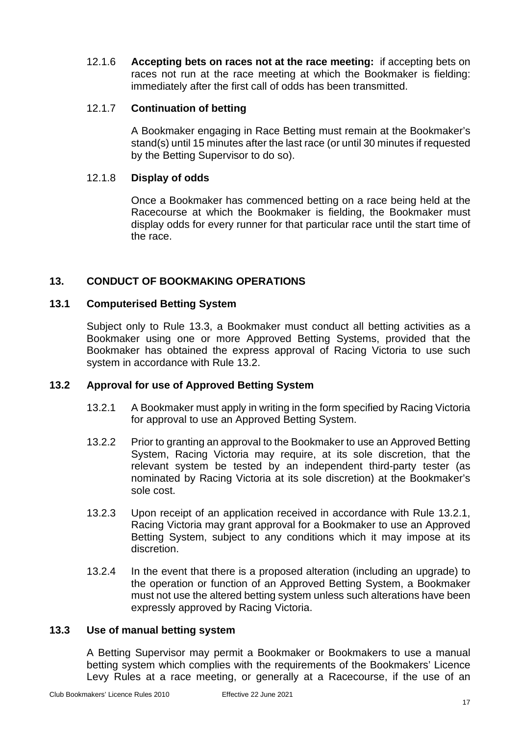12.1.6 **Accepting bets on races not at the race meeting:** if accepting bets on races not run at the race meeting at which the Bookmaker is fielding: immediately after the first call of odds has been transmitted.

12.1.7 **Continuation of betting**

A Bookmaker engaging in Race Betting must remain at the Bookmaker's stand(s) until 15 minutes after the last race (or until 30 minutes if requested by the Betting Supervisor to do so).

12.1.8 **Display of odds**

Once a Bookmaker has commenced betting on a race being held at the Racecourse at which the Bookmaker is fielding, the Bookmaker must display odds for every runner for that particular race until the start time of the race.

## 13. CONDUCT OF BOOKMAKING OPERATIONS

### 13.1 Computerised Betting System

Subject only to Rule 13.3, a Bookmaker must conduct all betting activities as a Bookmaker using one or more Approved Betting Systems, provided that the Bookmaker has obtained the express approval of Racing Victoria to use such system in accordance with Rule 13.2.

### 13.2 Approval for use of Approved Betting System

13.2.1 A Bookmaker must apply in writing in the form specified by Racing Victoria for approval to use an Approved Betting System.

13.2.2 Prior to granting an approval to the Bookmaker to use an Approved Betting System, Racing Victoria may require, at its sole discretion, that the relevant system be tested by an independent third-party tester (as nominated by Racing Victoria at its sole discretion) at the Bookmaker's sole cost.

13.2.3 Upon receipt of an application received in accordance with Rule 13.2.1, Racing Victoria may grant approval for a Bookmaker to use an Approved Betting System, subject to any conditions which it may impose at its discretion.

13.2.4 In the event that there is a proposed alteration (including an upgrade) to the operation or function of an Approved Betting System, a Bookmaker must not use the altered betting system unless such alterations have been expressly approved by Racing Victoria.

### 13.3 Use of manual betting system

A Betting Supervisor may permit a Bookmaker or Bookmakers to use a manual betting system which complies with the requirements of the Bookmakers' Licence Levy Rules at a race meeting, or generally at a Racecourse, if the use of an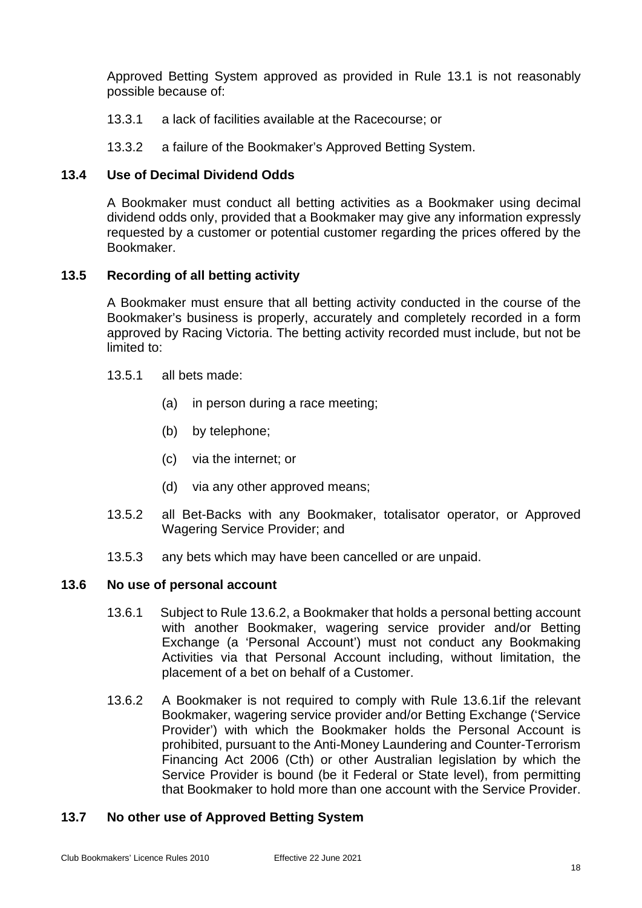Approved Betting System approved as provided in Rule 13.1 is not reasonably possible because of:

13.3.1 a lack of facilities available at the Racecourse; or

13.3.2 a failure of the Bookmaker's Approved Betting System.

### 13.4 Use of Decimal Dividend Odds

A Bookmaker must conduct all betting activities as a Bookmaker using decimal dividend odds only, provided that a Bookmaker may give any information expressly requested by a customer or potential customer regarding the prices offered by the Bookmaker.

### 13.5 Recording of all betting activity

A Bookmaker must ensure that all betting activity conducted in the course of the Bookmaker's business is properly, accurately and completely recorded in a form approved by Racing Victoria. The betting activity recorded must include, but not be limited to:

13.5.1 all bets made:

(a) in person during a race meeting;

(b) by telephone;

(c) via the internet; or

(d) via any other approved means;

13.5.2 all Bet-Backs with any Bookmaker, totalisator operator, or Approved Wagering Service Provider; and

13.5.3 any bets which may have been cancelled or are unpaid.

### 13.6 No use of personal account

13.6.1 Subject to Rule 13.6.2, a Bookmaker that holds a personal betting account with another Bookmaker, wagering service provider and/or Betting Exchange (a 'Personal Account') must not conduct any Bookmaking Activities via that Personal Account including, without limitation, the placement of a bet on behalf of a Customer.

13.6.2 A Bookmaker is not required to comply with Rule 13.6.1if the relevant Bookmaker, wagering service provider and/or Betting Exchange ('Service Provider') with which the Bookmaker holds the Personal Account is prohibited, pursuant to the Anti-Money Laundering and Counter-Terrorism Financing Act 2006 (Cth) or other Australian legislation by which the Service Provider is bound (be it Federal or State level), from permitting that Bookmaker to hold more than one account with the Service Provider.

### 13.7 No other use of Approved Betting System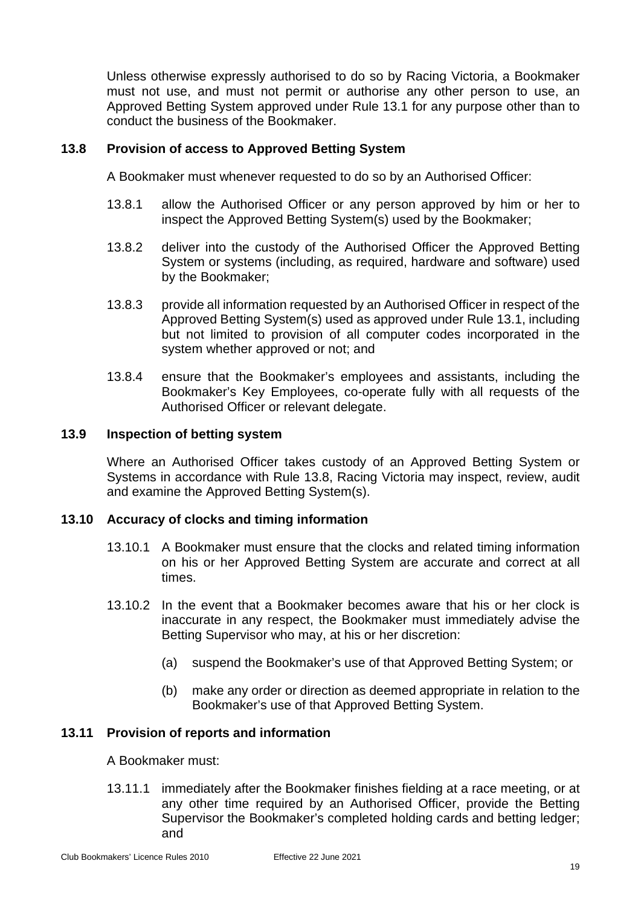Unless otherwise expressly authorised to do so by Racing Victoria, a Bookmaker must not use, and must not permit or authorise any other person to use, an Approved Betting System approved under Rule 13.1 for any purpose other than to conduct the business of the Bookmaker.

### 13.8 Provision of access to Approved Betting System

A Bookmaker must whenever requested to do so by an Authorised Officer:

13.8.1 allow the Authorised Officer or any person approved by him or her to inspect the Approved Betting System(s) used by the Bookmaker;

13.8.2 deliver into the custody of the Authorised Officer the Approved Betting System or systems (including, as required, hardware and software) used by the Bookmaker;

13.8.3 provide all information requested by an Authorised Officer in respect of the Approved Betting System(s) used as approved under Rule 13.1, including but not limited to provision of all computer codes incorporated in the system whether approved or not; and

13.8.4 ensure that the Bookmaker's employees and assistants, including the Bookmaker's Key Employees, co-operate fully with all requests of the Authorised Officer or relevant delegate.

### 13.9 Inspection of betting system

Where an Authorised Officer takes custody of an Approved Betting System or Systems in accordance with Rule 13.8, Racing Victoria may inspect, review, audit and examine the Approved Betting System(s).

### 13.10 Accuracy of clocks and timing information

13.10.1 A Bookmaker must ensure that the clocks and related timing information on his or her Approved Betting System are accurate and correct at all times.

13.10.2 In the event that a Bookmaker becomes aware that his or her clock is inaccurate in any respect, the Bookmaker must immediately advise the Betting Supervisor who may, at his or her discretion:

(a) suspend the Bookmaker's use of that Approved Betting System; or

(b) make any order or direction as deemed appropriate in relation to the Bookmaker's use of that Approved Betting System.

### 13.11 Provision of reports and information

A Bookmaker must:

13.11.1 immediately after the Bookmaker finishes fielding at a race meeting, or at any other time required by an Authorised Officer, provide the Betting Supervisor the Bookmaker's completed holding cards and betting ledger; and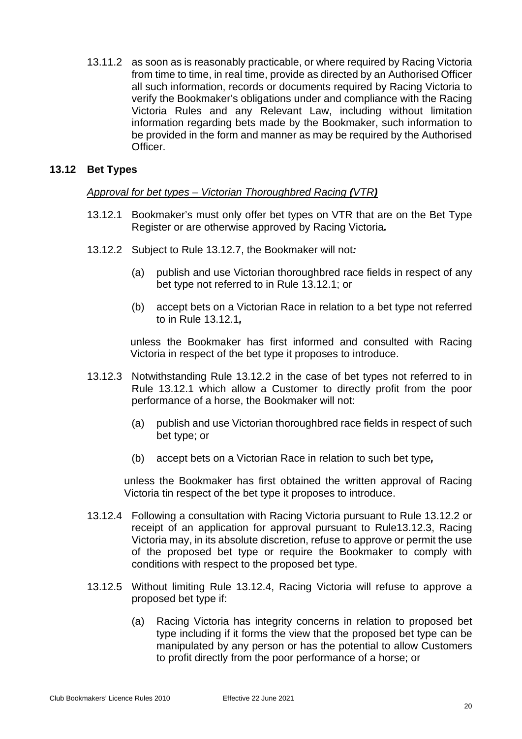13.11.2 as soon as is reasonably practicable, or where required by Racing Victoria from time to time, in real time, provide as directed by an Authorised Officer all such information, records or documents required by Racing Victoria to verify the Bookmaker's obligations under and compliance with the Racing Victoria Rules and any Relevant Law, including without limitation information regarding bets made by the Bookmaker, such information to be provided in the form and manner as may be required by the Authorised Officer.

### 13.12 Bet Types

*Approval for bet types – Victorian Thoroughbred Racing **(**VTR**)***

13.12.1 Bookmaker's must only offer bet types on VTR that are on the Bet Type Register or are otherwise approved by Racing Victoria***.***

13.12.2 Subject to Rule 13.12.7, the Bookmaker will not***:***

(a) publish and use Victorian thoroughbred race fields in respect of any bet type not referred to in Rule 13.12.1; or

(b) accept bets on a Victorian Race in relation to a bet type not referred to in Rule 13.12.1***,***

unless the Bookmaker has first informed and consulted with Racing Victoria in respect of the bet type it proposes to introduce.

13.12.3 Notwithstanding Rule 13.12.2 in the case of bet types not referred to in Rule 13.12.1 which allow a Customer to directly profit from the poor performance of a horse, the Bookmaker will not:

(a) publish and use Victorian thoroughbred race fields in respect of such bet type; or

(b) accept bets on a Victorian Race in relation to such bet type***,***

unless the Bookmaker has first obtained the written approval of Racing Victoria tin respect of the bet type it proposes to introduce.

13.12.4 Following a consultation with Racing Victoria pursuant to Rule 13.12.2 or receipt of an application for approval pursuant to Rule13.12.3, Racing Victoria may, in its absolute discretion, refuse to approve or permit the use of the proposed bet type or require the Bookmaker to comply with conditions with respect to the proposed bet type.

13.12.5 Without limiting Rule 13.12.4, Racing Victoria will refuse to approve a proposed bet type if:

(a) Racing Victoria has integrity concerns in relation to proposed bet type including if it forms the view that the proposed bet type can be manipulated by any person or has the potential to allow Customers to profit directly from the poor performance of a horse; or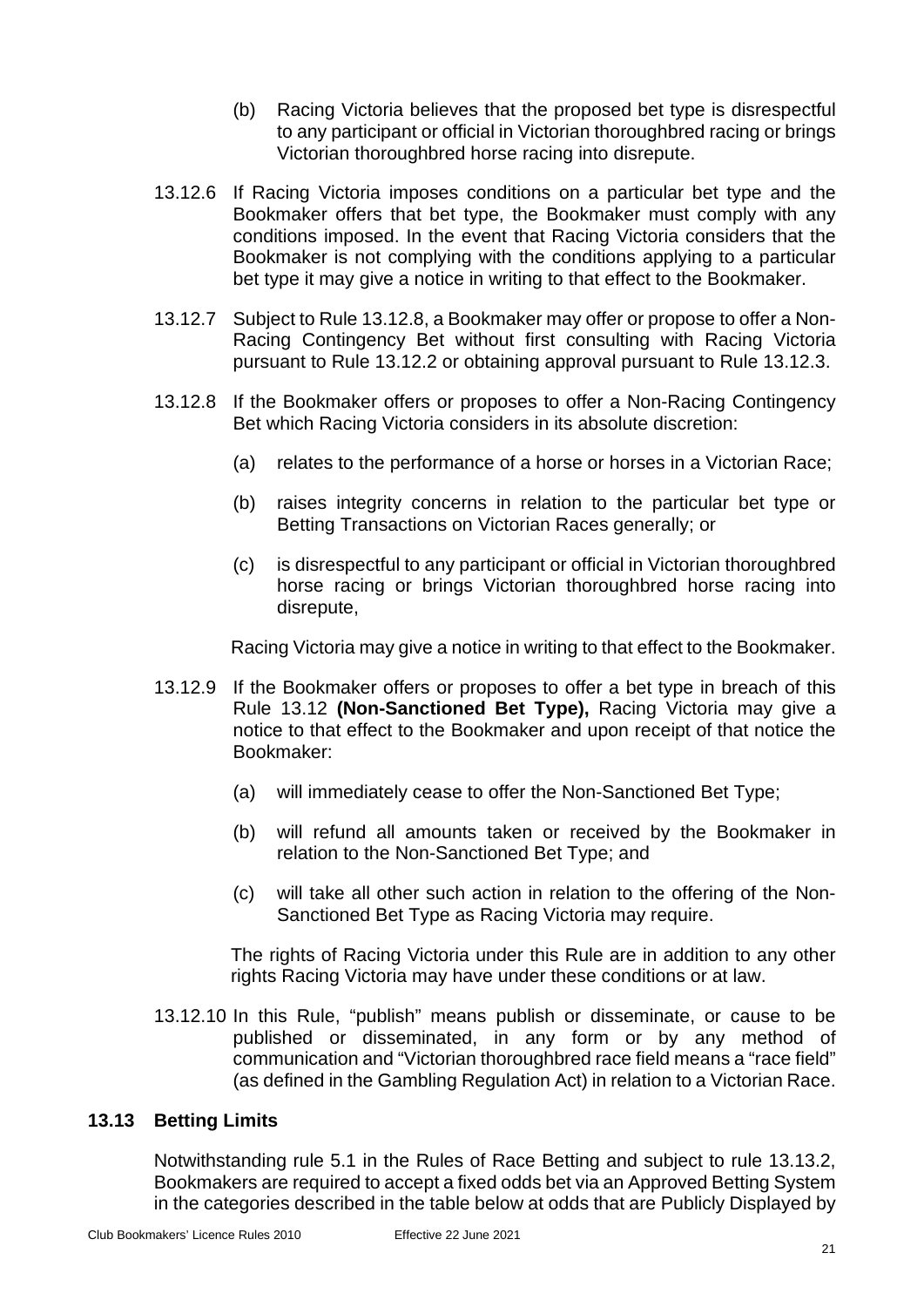(b) Racing Victoria believes that the proposed bet type is disrespectful to any participant or official in Victorian thoroughbred racing or brings Victorian thoroughbred horse racing into disrepute.

13.12.6 If Racing Victoria imposes conditions on a particular bet type and the Bookmaker offers that bet type, the Bookmaker must comply with any conditions imposed. In the event that Racing Victoria considers that the Bookmaker is not complying with the conditions applying to a particular bet type it may give a notice in writing to that effect to the Bookmaker.

13.12.7 Subject to Rule 13.12.8, a Bookmaker may offer or propose to offer a Non-Racing Contingency Bet without first consulting with Racing Victoria pursuant to Rule 13.12.2 or obtaining approval pursuant to Rule 13.12.3.

13.12.8 If the Bookmaker offers or proposes to offer a Non-Racing Contingency Bet which Racing Victoria considers in its absolute discretion:

(a) relates to the performance of a horse or horses in a Victorian Race;

(b) raises integrity concerns in relation to the particular bet type or Betting Transactions on Victorian Races generally; or

(c) is disrespectful to any participant or official in Victorian thoroughbred horse racing or brings Victorian thoroughbred horse racing into disrepute,

Racing Victoria may give a notice in writing to that effect to the Bookmaker.

13.12.9 If the Bookmaker offers or proposes to offer a bet type in breach of this Rule 13.12 **(Non-Sanctioned Bet Type),** Racing Victoria may give a notice to that effect to the Bookmaker and upon receipt of that notice the Bookmaker:

(a) will immediately cease to offer the Non-Sanctioned Bet Type;

(b) will refund all amounts taken or received by the Bookmaker in relation to the Non-Sanctioned Bet Type; and

(c) will take all other such action in relation to the offering of the Non-Sanctioned Bet Type as Racing Victoria may require.

The rights of Racing Victoria under this Rule are in addition to any other rights Racing Victoria may have under these conditions or at law.

13.12.10 In this Rule, "publish" means publish or disseminate, or cause to be published or disseminated, in any form or by any method of communication and "Victorian thoroughbred race field means a "race field" (as defined in the Gambling Regulation Act) in relation to a Victorian Race.

## 13.13 Betting Limits

Notwithstanding rule 5.1 in the Rules of Race Betting and subject to rule 13.13.2, Bookmakers are required to accept a fixed odds bet via an Approved Betting System in the categories described in the table below at odds that are Publicly Displayed by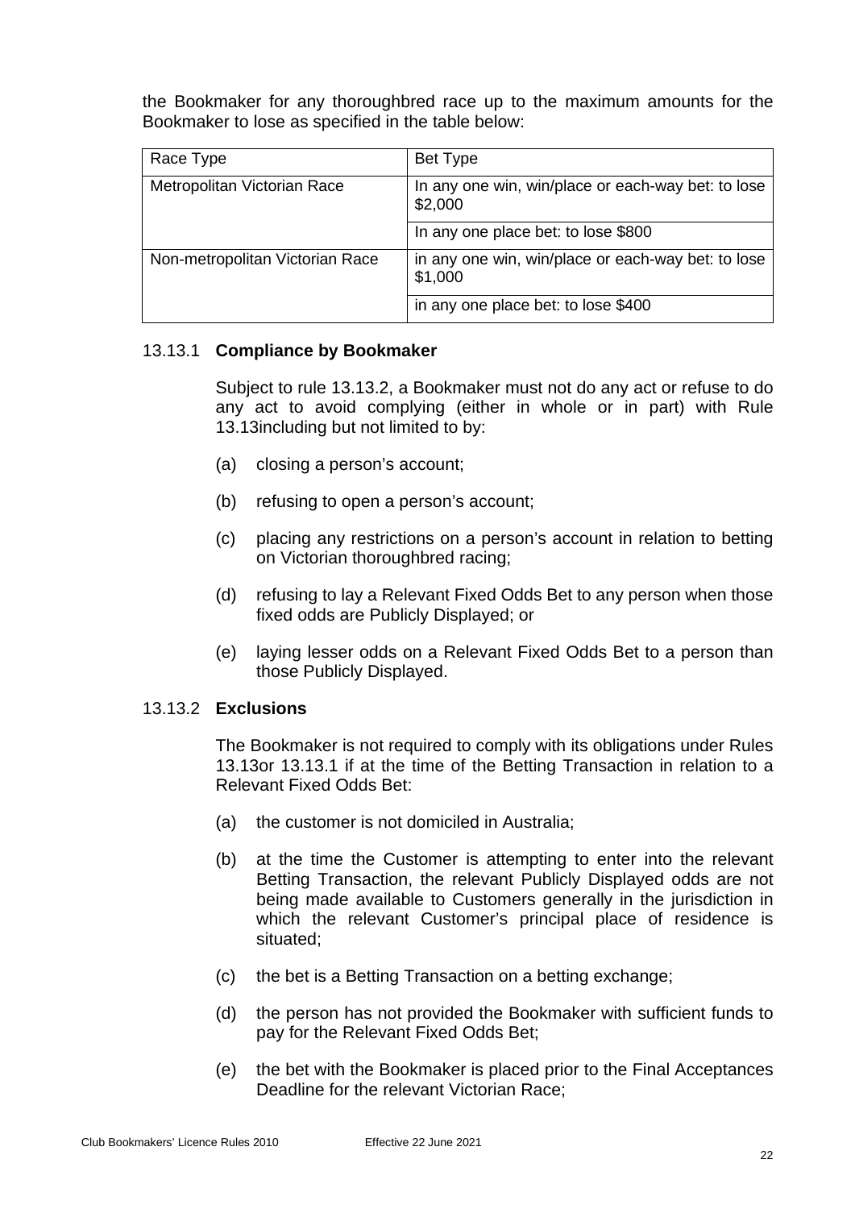the Bookmaker for any thoroughbred race up to the maximum amounts for the Bookmaker to lose as specified in the table below:

| Race Type | Bet Type |
|---|---|
| Metropolitan Victorian Race | In any one win, win/place or each-way bet: to lose $2,000 |
| | In any one place bet: to lose $800 |
| Non-metropolitan Victorian Race | in any one win, win/place or each-way bet: to lose $1,000 |
| | in any one place bet: to lose $400 |

### 13.13.1 **Compliance by Bookmaker**

Subject to rule 13.13.2, a Bookmaker must not do any act or refuse to do any act to avoid complying (either in whole or in part) with Rule 13.13including but not limited to by:

(a) closing a person's account;

(b) refusing to open a person's account;

(c) placing any restrictions on a person's account in relation to betting on Victorian thoroughbred racing;

(d) refusing to lay a Relevant Fixed Odds Bet to any person when those fixed odds are Publicly Displayed; or

(e) laying lesser odds on a Relevant Fixed Odds Bet to a person than those Publicly Displayed.

### 13.13.2 **Exclusions**

The Bookmaker is not required to comply with its obligations under Rules 13.13or 13.13.1 if at the time of the Betting Transaction in relation to a Relevant Fixed Odds Bet:

(a) the customer is not domiciled in Australia;

(b) at the time the Customer is attempting to enter into the relevant Betting Transaction, the relevant Publicly Displayed odds are not being made available to Customers generally in the jurisdiction in which the relevant Customer's principal place of residence is situated;

(c) the bet is a Betting Transaction on a betting exchange;

(d) the person has not provided the Bookmaker with sufficient funds to pay for the Relevant Fixed Odds Bet;

(e) the bet with the Bookmaker is placed prior to the Final Acceptances Deadline for the relevant Victorian Race;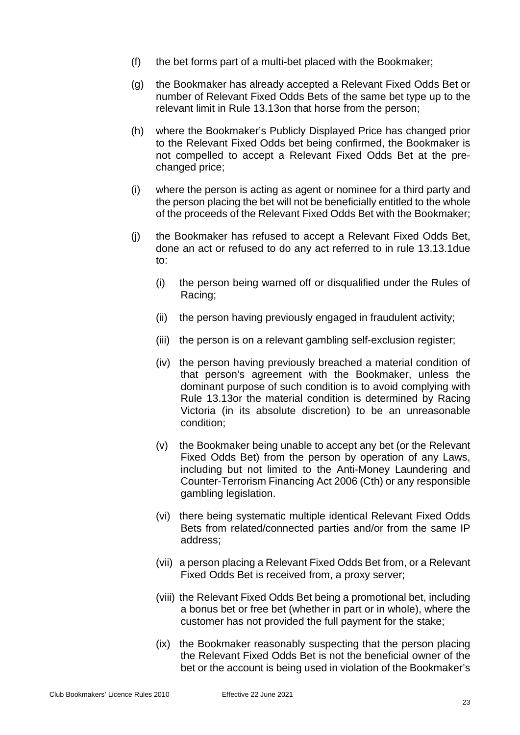(f) the bet forms part of a multi-bet placed with the Bookmaker;

(g) the Bookmaker has already accepted a Relevant Fixed Odds Bet or number of Relevant Fixed Odds Bets of the same bet type up to the relevant limit in Rule 13.13on that horse from the person;

(h) where the Bookmaker's Publicly Displayed Price has changed prior to the Relevant Fixed Odds bet being confirmed, the Bookmaker is not compelled to accept a Relevant Fixed Odds Bet at the pre-changed price;

(i) where the person is acting as agent or nominee for a third party and the person placing the bet will not be beneficially entitled to the whole of the proceeds of the Relevant Fixed Odds Bet with the Bookmaker;

(j) the Bookmaker has refused to accept a Relevant Fixed Odds Bet, done an act or refused to do any act referred to in rule 13.13.1due to:

   (i) the person being warned off or disqualified under the Rules of Racing;

   (ii) the person having previously engaged in fraudulent activity;

   (iii) the person is on a relevant gambling self-exclusion register;

   (iv) the person having previously breached a material condition of that person's agreement with the Bookmaker, unless the dominant purpose of such condition is to avoid complying with Rule 13.13or the material condition is determined by Racing Victoria (in its absolute discretion) to be an unreasonable condition;

   (v) the Bookmaker being unable to accept any bet (or the Relevant Fixed Odds Bet) from the person by operation of any Laws, including but not limited to the Anti-Money Laundering and Counter-Terrorism Financing Act 2006 (Cth) or any responsible gambling legislation.

   (vi) there being systematic multiple identical Relevant Fixed Odds Bets from related/connected parties and/or from the same IP address;

   (vii) a person placing a Relevant Fixed Odds Bet from, or a Relevant Fixed Odds Bet is received from, a proxy server;

   (viii) the Relevant Fixed Odds Bet being a promotional bet, including a bonus bet or free bet (whether in part or in whole), where the customer has not provided the full payment for the stake;

   (ix) the Bookmaker reasonably suspecting that the person placing the Relevant Fixed Odds Bet is not the beneficial owner of the bet or the account is being used in violation of the Bookmaker's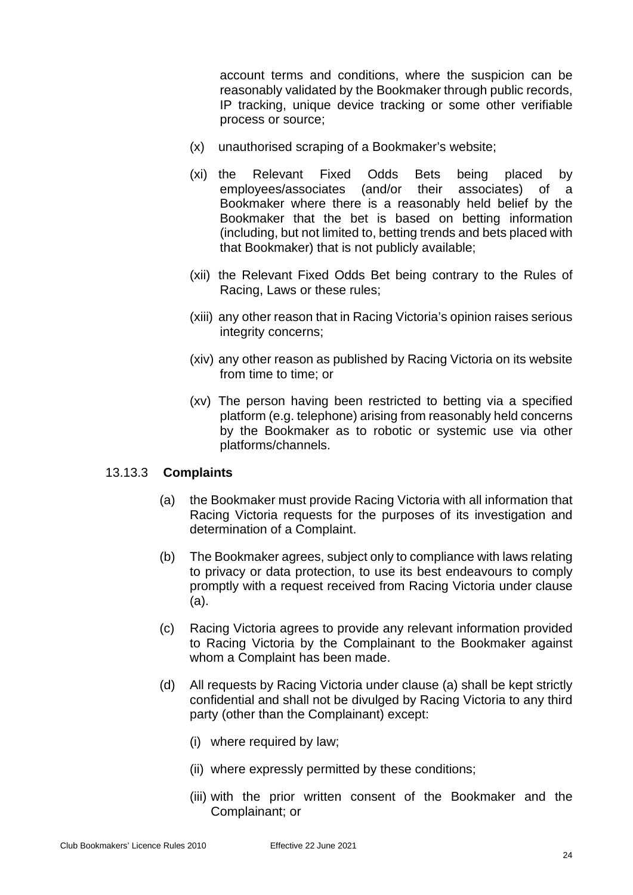account terms and conditions, where the suspicion can be reasonably validated by the Bookmaker through public records, IP tracking, unique device tracking or some other verifiable process or source;

(x) unauthorised scraping of a Bookmaker's website;

(xi) the Relevant Fixed Odds Bets being placed by employees/associates (and/or their associates) of a Bookmaker where there is a reasonably held belief by the Bookmaker that the bet is based on betting information (including, but not limited to, betting trends and bets placed with that Bookmaker) that is not publicly available;

(xii) the Relevant Fixed Odds Bet being contrary to the Rules of Racing, Laws or these rules;

(xiii) any other reason that in Racing Victoria's opinion raises serious integrity concerns;

(xiv) any other reason as published by Racing Victoria on its website from time to time; or

(xv) The person having been restricted to betting via a specified platform (e.g. telephone) arising from reasonably held concerns by the Bookmaker as to robotic or systemic use via other platforms/channels.

13.13.3 **Complaints**

(a) the Bookmaker must provide Racing Victoria with all information that Racing Victoria requests for the purposes of its investigation and determination of a Complaint.

(b) The Bookmaker agrees, subject only to compliance with laws relating to privacy or data protection, to use its best endeavours to comply promptly with a request received from Racing Victoria under clause (a).

(c) Racing Victoria agrees to provide any relevant information provided to Racing Victoria by the Complainant to the Bookmaker against whom a Complaint has been made.

(d) All requests by Racing Victoria under clause (a) shall be kept strictly confidential and shall not be divulged by Racing Victoria to any third party (other than the Complainant) except:

(i) where required by law;

(ii) where expressly permitted by these conditions;

(iii) with the prior written consent of the Bookmaker and the Complainant; or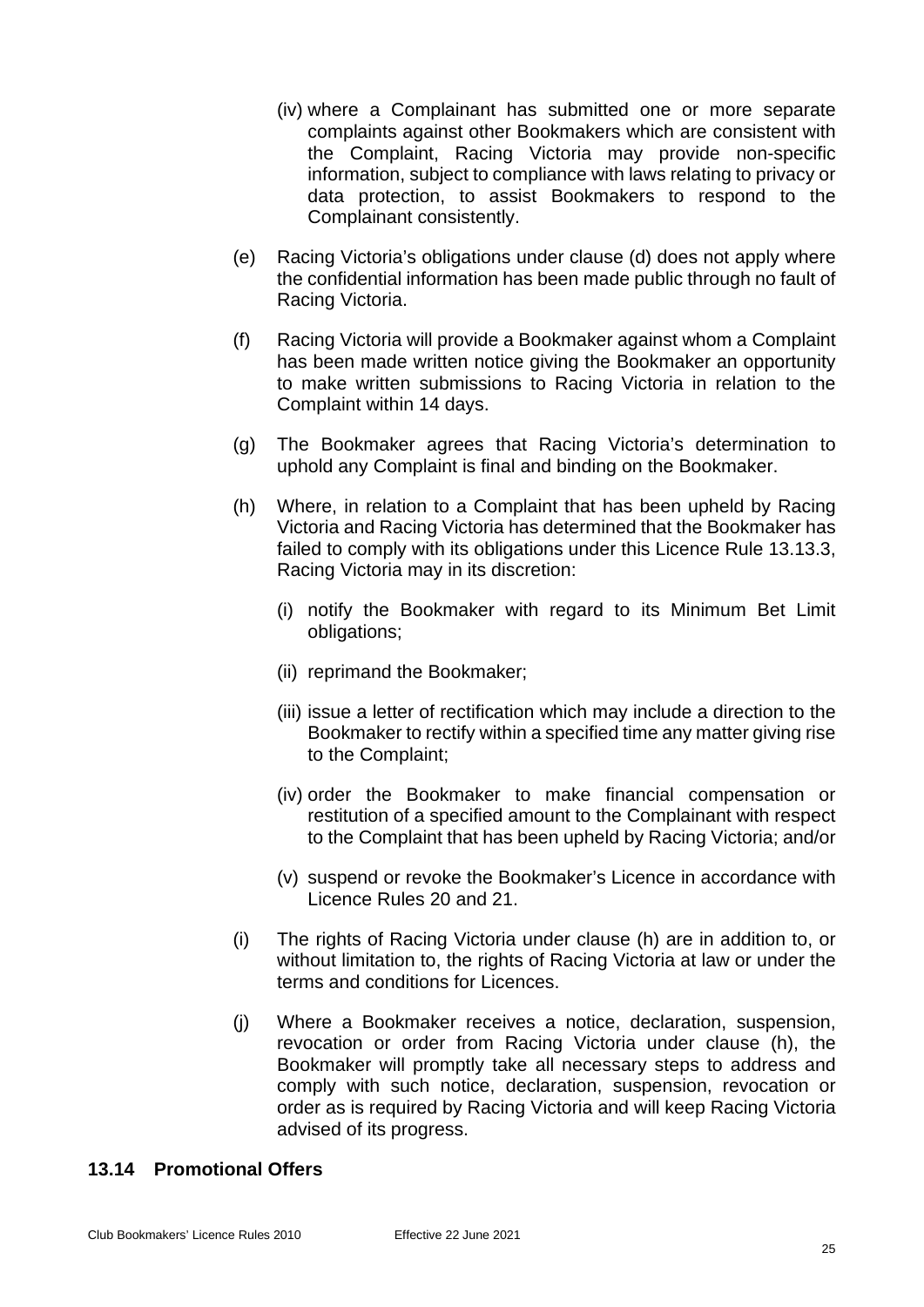(iv) where a Complainant has submitted one or more separate complaints against other Bookmakers which are consistent with the Complaint, Racing Victoria may provide non-specific information, subject to compliance with laws relating to privacy or data protection, to assist Bookmakers to respond to the Complainant consistently.

(e) Racing Victoria's obligations under clause (d) does not apply where the confidential information has been made public through no fault of Racing Victoria.

(f) Racing Victoria will provide a Bookmaker against whom a Complaint has been made written notice giving the Bookmaker an opportunity to make written submissions to Racing Victoria in relation to the Complaint within 14 days.

(g) The Bookmaker agrees that Racing Victoria's determination to uphold any Complaint is final and binding on the Bookmaker.

(h) Where, in relation to a Complaint that has been upheld by Racing Victoria and Racing Victoria has determined that the Bookmaker has failed to comply with its obligations under this Licence Rule 13.13.3, Racing Victoria may in its discretion:

(i) notify the Bookmaker with regard to its Minimum Bet Limit obligations;

(ii) reprimand the Bookmaker;

(iii) issue a letter of rectification which may include a direction to the Bookmaker to rectify within a specified time any matter giving rise to the Complaint;

(iv) order the Bookmaker to make financial compensation or restitution of a specified amount to the Complainant with respect to the Complaint that has been upheld by Racing Victoria; and/or

(v) suspend or revoke the Bookmaker's Licence in accordance with Licence Rules 20 and 21.

(i) The rights of Racing Victoria under clause (h) are in addition to, or without limitation to, the rights of Racing Victoria at law or under the terms and conditions for Licences.

(j) Where a Bookmaker receives a notice, declaration, suspension, revocation or order from Racing Victoria under clause (h), the Bookmaker will promptly take all necessary steps to address and comply with such notice, declaration, suspension, revocation or order as is required by Racing Victoria and will keep Racing Victoria advised of its progress.

## 13.14 Promotional Offers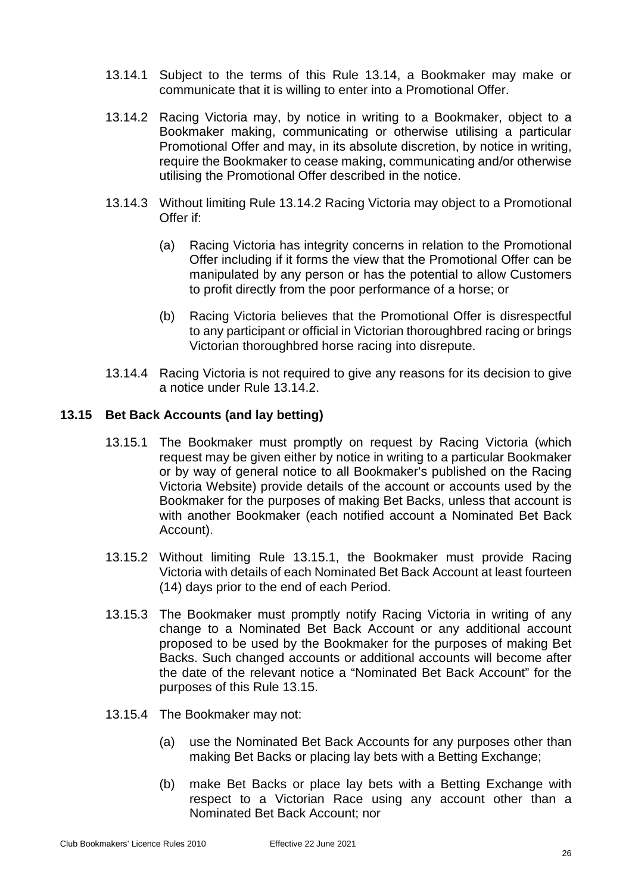13.14.1 Subject to the terms of this Rule 13.14, a Bookmaker may make or communicate that it is willing to enter into a Promotional Offer.

13.14.2 Racing Victoria may, by notice in writing to a Bookmaker, object to a Bookmaker making, communicating or otherwise utilising a particular Promotional Offer and may, in its absolute discretion, by notice in writing, require the Bookmaker to cease making, communicating and/or otherwise utilising the Promotional Offer described in the notice.

13.14.3 Without limiting Rule 13.14.2 Racing Victoria may object to a Promotional Offer if:

(a) Racing Victoria has integrity concerns in relation to the Promotional Offer including if it forms the view that the Promotional Offer can be manipulated by any person or has the potential to allow Customers to profit directly from the poor performance of a horse; or

(b) Racing Victoria believes that the Promotional Offer is disrespectful to any participant or official in Victorian thoroughbred racing or brings Victorian thoroughbred horse racing into disrepute.

13.14.4 Racing Victoria is not required to give any reasons for its decision to give a notice under Rule 13.14.2.

### 13.15 Bet Back Accounts (and lay betting)

13.15.1 The Bookmaker must promptly on request by Racing Victoria (which request may be given either by notice in writing to a particular Bookmaker or by way of general notice to all Bookmaker's published on the Racing Victoria Website) provide details of the account or accounts used by the Bookmaker for the purposes of making Bet Backs, unless that account is with another Bookmaker (each notified account a Nominated Bet Back Account).

13.15.2 Without limiting Rule 13.15.1, the Bookmaker must provide Racing Victoria with details of each Nominated Bet Back Account at least fourteen (14) days prior to the end of each Period.

13.15.3 The Bookmaker must promptly notify Racing Victoria in writing of any change to a Nominated Bet Back Account or any additional account proposed to be used by the Bookmaker for the purposes of making Bet Backs. Such changed accounts or additional accounts will become after the date of the relevant notice a "Nominated Bet Back Account" for the purposes of this Rule 13.15.

13.15.4 The Bookmaker may not:

(a) use the Nominated Bet Back Accounts for any purposes other than making Bet Backs or placing lay bets with a Betting Exchange;

(b) make Bet Backs or place lay bets with a Betting Exchange with respect to a Victorian Race using any account other than a Nominated Bet Back Account; nor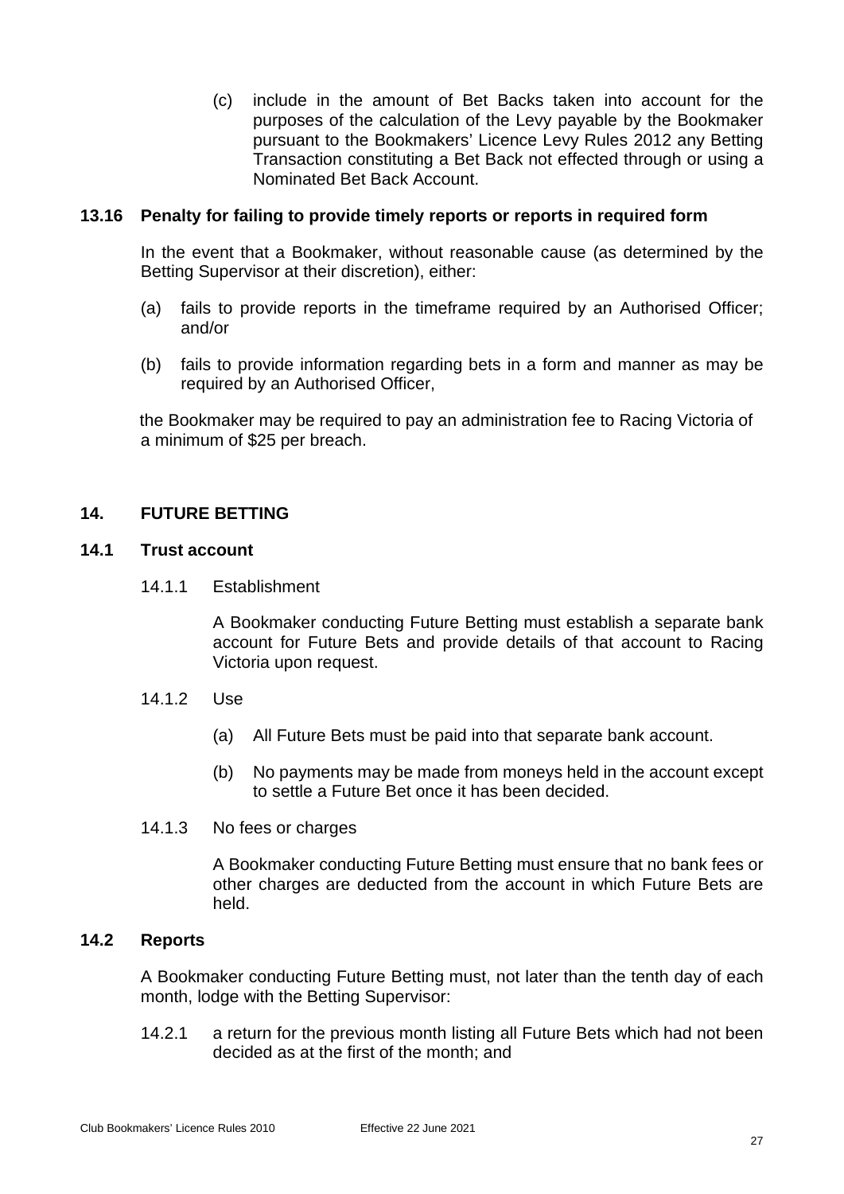(c) include in the amount of Bet Backs taken into account for the purposes of the calculation of the Levy payable by the Bookmaker pursuant to the Bookmakers' Licence Levy Rules 2012 any Betting Transaction constituting a Bet Back not effected through or using a Nominated Bet Back Account.

### 13.16 Penalty for failing to provide timely reports or reports in required form

In the event that a Bookmaker, without reasonable cause (as determined by the Betting Supervisor at their discretion), either:

(a) fails to provide reports in the timeframe required by an Authorised Officer; and/or

(b) fails to provide information regarding bets in a form and manner as may be required by an Authorised Officer,

the Bookmaker may be required to pay an administration fee to Racing Victoria of a minimum of $25 per breach.

## 14. FUTURE BETTING

### 14.1 Trust account

14.1.1 Establishment

A Bookmaker conducting Future Betting must establish a separate bank account for Future Bets and provide details of that account to Racing Victoria upon request.

14.1.2 Use

(a) All Future Bets must be paid into that separate bank account.

(b) No payments may be made from moneys held in the account except to settle a Future Bet once it has been decided.

14.1.3 No fees or charges

A Bookmaker conducting Future Betting must ensure that no bank fees or other charges are deducted from the account in which Future Bets are held.

### 14.2 Reports

A Bookmaker conducting Future Betting must, not later than the tenth day of each month, lodge with the Betting Supervisor:

14.2.1 a return for the previous month listing all Future Bets which had not been decided as at the first of the month; and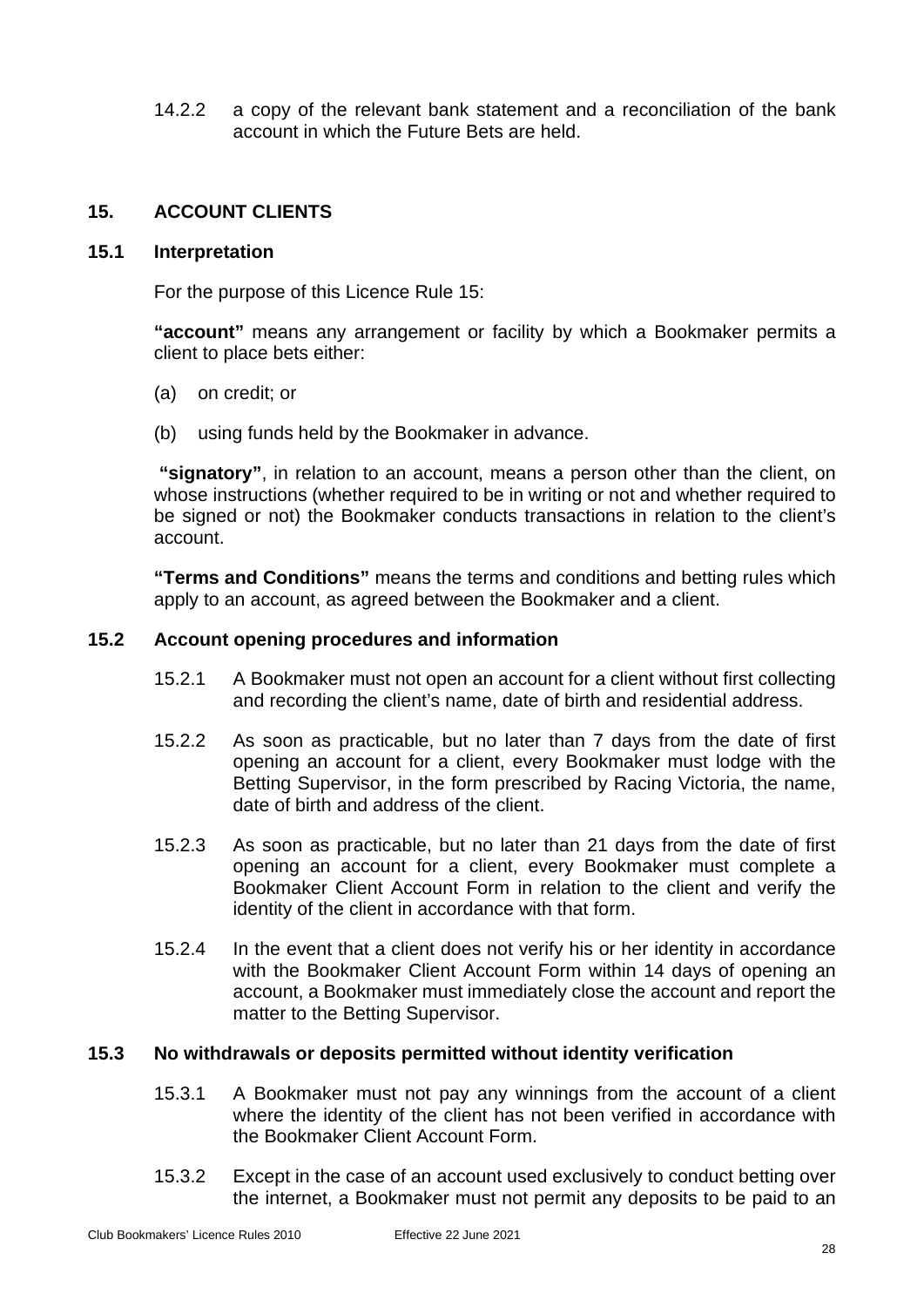14.2.2 a copy of the relevant bank statement and a reconciliation of the bank account in which the Future Bets are held.

## 15. ACCOUNT CLIENTS

### 15.1 Interpretation

For the purpose of this Licence Rule 15:

**"account"** means any arrangement or facility by which a Bookmaker permits a client to place bets either:

(a) on credit; or

(b) using funds held by the Bookmaker in advance.

**"signatory"**, in relation to an account, means a person other than the client, on whose instructions (whether required to be in writing or not and whether required to be signed or not) the Bookmaker conducts transactions in relation to the client's account.

**"Terms and Conditions"** means the terms and conditions and betting rules which apply to an account, as agreed between the Bookmaker and a client.

### 15.2 Account opening procedures and information

15.2.1 A Bookmaker must not open an account for a client without first collecting and recording the client's name, date of birth and residential address.

15.2.2 As soon as practicable, but no later than 7 days from the date of first opening an account for a client, every Bookmaker must lodge with the Betting Supervisor, in the form prescribed by Racing Victoria, the name, date of birth and address of the client.

15.2.3 As soon as practicable, but no later than 21 days from the date of first opening an account for a client, every Bookmaker must complete a Bookmaker Client Account Form in relation to the client and verify the identity of the client in accordance with that form.

15.2.4 In the event that a client does not verify his or her identity in accordance with the Bookmaker Client Account Form within 14 days of opening an account, a Bookmaker must immediately close the account and report the matter to the Betting Supervisor.

### 15.3 No withdrawals or deposits permitted without identity verification

15.3.1 A Bookmaker must not pay any winnings from the account of a client where the identity of the client has not been verified in accordance with the Bookmaker Client Account Form.

15.3.2 Except in the case of an account used exclusively to conduct betting over the internet, a Bookmaker must not permit any deposits to be paid to an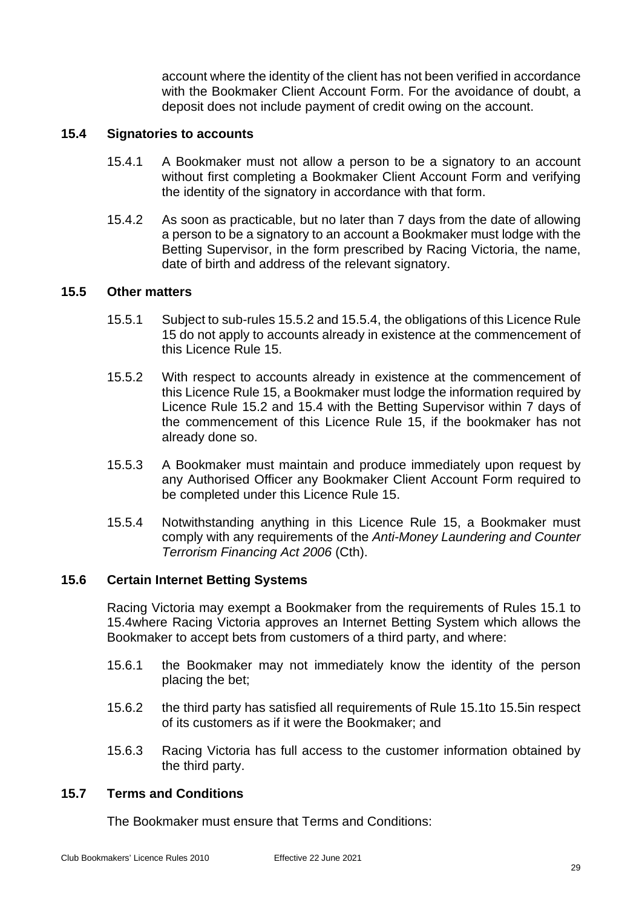account where the identity of the client has not been verified in accordance with the Bookmaker Client Account Form. For the avoidance of doubt, a deposit does not include payment of credit owing on the account.

### 15.4 Signatories to accounts

15.4.1 A Bookmaker must not allow a person to be a signatory to an account without first completing a Bookmaker Client Account Form and verifying the identity of the signatory in accordance with that form.

15.4.2 As soon as practicable, but no later than 7 days from the date of allowing a person to be a signatory to an account a Bookmaker must lodge with the Betting Supervisor, in the form prescribed by Racing Victoria, the name, date of birth and address of the relevant signatory.

### 15.5 Other matters

15.5.1 Subject to sub-rules 15.5.2 and 15.5.4, the obligations of this Licence Rule 15 do not apply to accounts already in existence at the commencement of this Licence Rule 15.

15.5.2 With respect to accounts already in existence at the commencement of this Licence Rule 15, a Bookmaker must lodge the information required by Licence Rule 15.2 and 15.4 with the Betting Supervisor within 7 days of the commencement of this Licence Rule 15, if the bookmaker has not already done so.

15.5.3 A Bookmaker must maintain and produce immediately upon request by any Authorised Officer any Bookmaker Client Account Form required to be completed under this Licence Rule 15.

15.5.4 Notwithstanding anything in this Licence Rule 15, a Bookmaker must comply with any requirements of the *Anti-Money Laundering and Counter Terrorism Financing Act 2006* (Cth).

### 15.6 Certain Internet Betting Systems

Racing Victoria may exempt a Bookmaker from the requirements of Rules 15.1 to 15.4where Racing Victoria approves an Internet Betting System which allows the Bookmaker to accept bets from customers of a third party, and where:

15.6.1 the Bookmaker may not immediately know the identity of the person placing the bet;

15.6.2 the third party has satisfied all requirements of Rule 15.1to 15.5in respect of its customers as if it were the Bookmaker; and

15.6.3 Racing Victoria has full access to the customer information obtained by the third party.

### 15.7 Terms and Conditions

The Bookmaker must ensure that Terms and Conditions: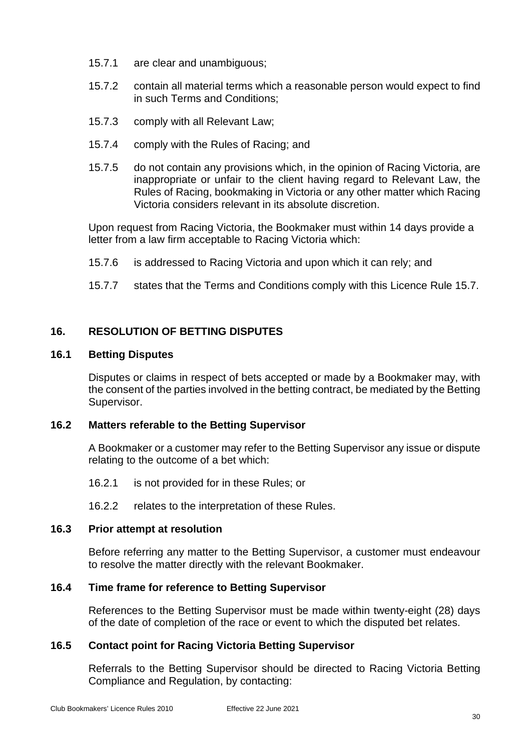15.7.1 are clear and unambiguous;

15.7.2 contain all material terms which a reasonable person would expect to find in such Terms and Conditions;

15.7.3 comply with all Relevant Law;

15.7.4 comply with the Rules of Racing; and

15.7.5 do not contain any provisions which, in the opinion of Racing Victoria, are inappropriate or unfair to the client having regard to Relevant Law, the Rules of Racing, bookmaking in Victoria or any other matter which Racing Victoria considers relevant in its absolute discretion.

Upon request from Racing Victoria, the Bookmaker must within 14 days provide a letter from a law firm acceptable to Racing Victoria which:

15.7.6 is addressed to Racing Victoria and upon which it can rely; and

15.7.7 states that the Terms and Conditions comply with this Licence Rule 15.7.

## 16. RESOLUTION OF BETTING DISPUTES

### 16.1 Betting Disputes

Disputes or claims in respect of bets accepted or made by a Bookmaker may, with the consent of the parties involved in the betting contract, be mediated by the Betting Supervisor.

### 16.2 Matters referable to the Betting Supervisor

A Bookmaker or a customer may refer to the Betting Supervisor any issue or dispute relating to the outcome of a bet which:

16.2.1 is not provided for in these Rules; or

16.2.2 relates to the interpretation of these Rules.

### 16.3 Prior attempt at resolution

Before referring any matter to the Betting Supervisor, a customer must endeavour to resolve the matter directly with the relevant Bookmaker.

### 16.4 Time frame for reference to Betting Supervisor

References to the Betting Supervisor must be made within twenty-eight (28) days of the date of completion of the race or event to which the disputed bet relates.

### 16.5 Contact point for Racing Victoria Betting Supervisor

Referrals to the Betting Supervisor should be directed to Racing Victoria Betting Compliance and Regulation, by contacting: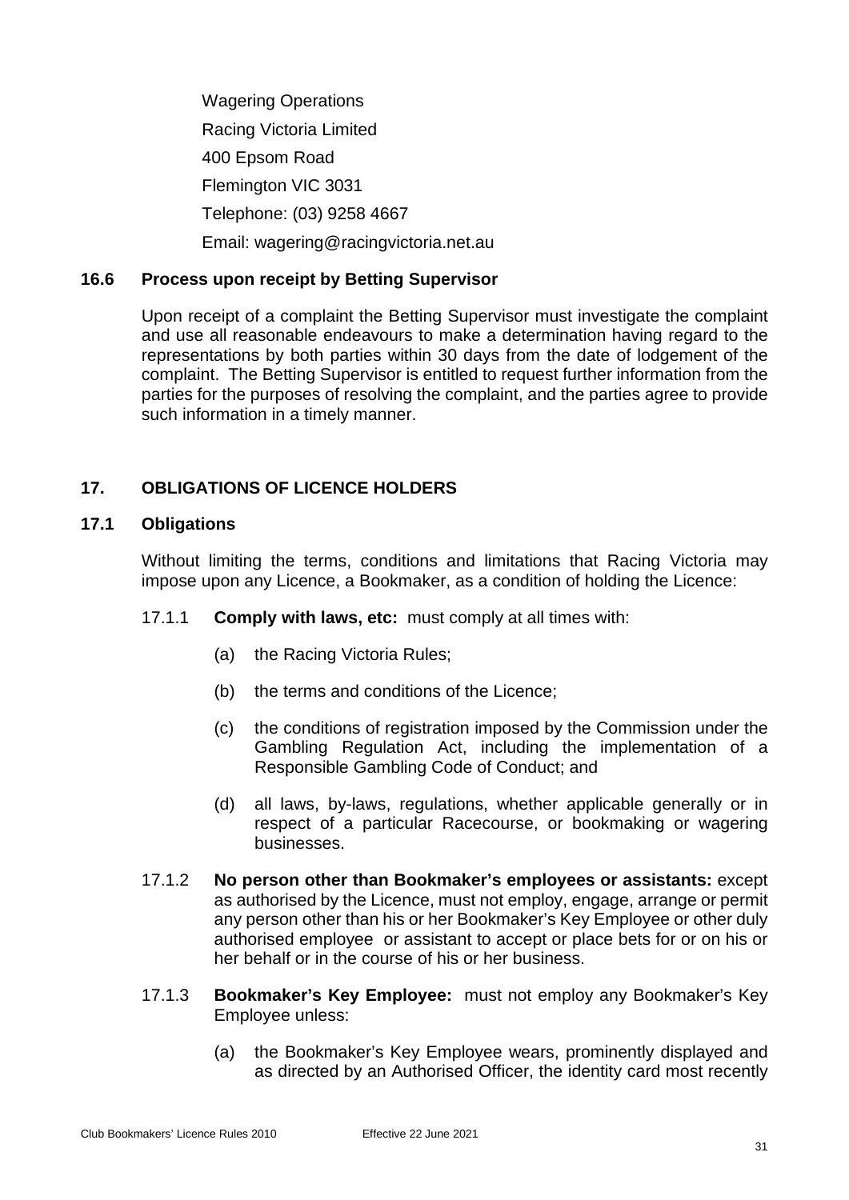Wagering Operations

Racing Victoria Limited

400 Epsom Road

Flemington VIC 3031

Telephone: (03) 9258 4667

Email: wagering@racingvictoria.net.au

### 16.6 Process upon receipt by Betting Supervisor

Upon receipt of a complaint the Betting Supervisor must investigate the complaint and use all reasonable endeavours to make a determination having regard to the representations by both parties within 30 days from the date of lodgement of the complaint. The Betting Supervisor is entitled to request further information from the parties for the purposes of resolving the complaint, and the parties agree to provide such information in a timely manner.

## 17. OBLIGATIONS OF LICENCE HOLDERS

### 17.1 Obligations

Without limiting the terms, conditions and limitations that Racing Victoria may impose upon any Licence, a Bookmaker, as a condition of holding the Licence:

17.1.1 **Comply with laws, etc:** must comply at all times with:

(a) the Racing Victoria Rules;

(b) the terms and conditions of the Licence;

(c) the conditions of registration imposed by the Commission under the Gambling Regulation Act, including the implementation of a Responsible Gambling Code of Conduct; and

(d) all laws, by-laws, regulations, whether applicable generally or in respect of a particular Racecourse, or bookmaking or wagering businesses.

17.1.2 **No person other than Bookmaker's employees or assistants:** except as authorised by the Licence, must not employ, engage, arrange or permit any person other than his or her Bookmaker's Key Employee or other duly authorised employee or assistant to accept or place bets for or on his or her behalf or in the course of his or her business.

17.1.3 **Bookmaker's Key Employee:** must not employ any Bookmaker's Key Employee unless:

(a) the Bookmaker's Key Employee wears, prominently displayed and as directed by an Authorised Officer, the identity card most recently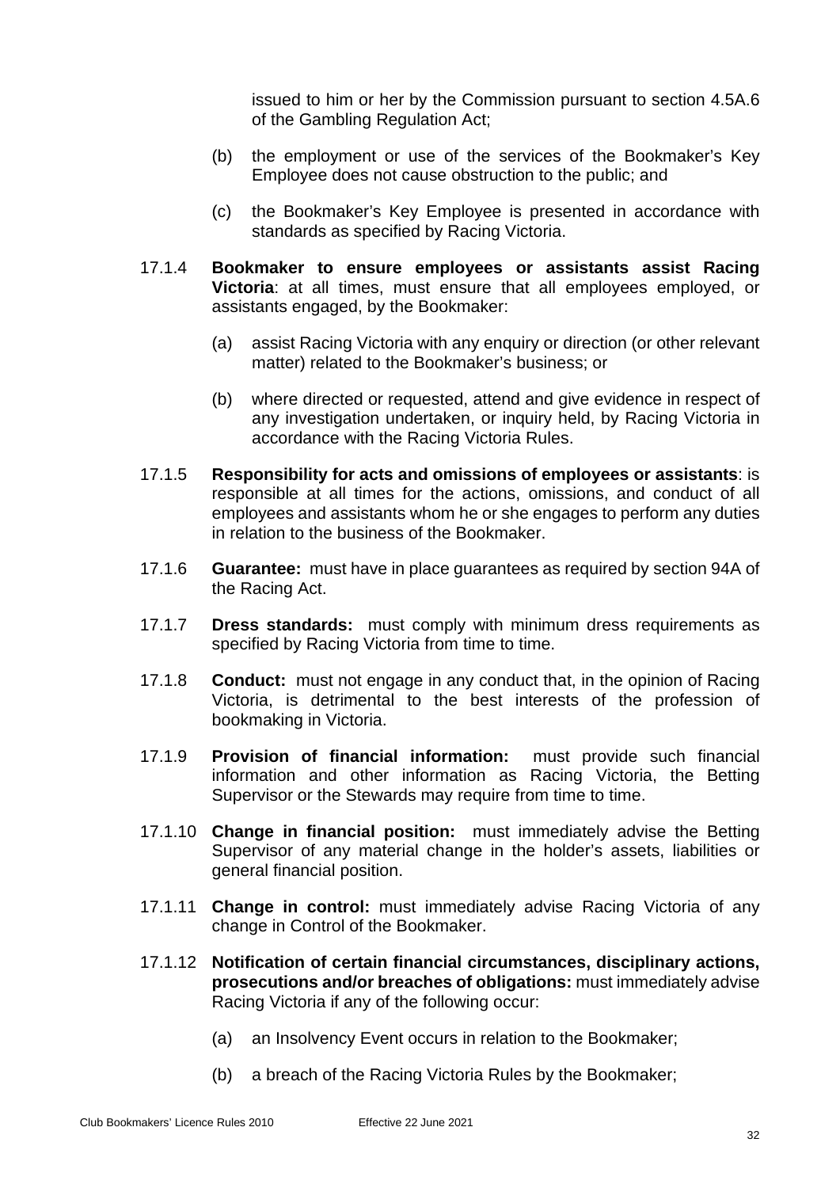issued to him or her by the Commission pursuant to section 4.5A.6 of the Gambling Regulation Act;

(b) the employment or use of the services of the Bookmaker's Key Employee does not cause obstruction to the public; and

(c) the Bookmaker's Key Employee is presented in accordance with standards as specified by Racing Victoria.

17.1.4 **Bookmaker to ensure employees or assistants assist Racing Victoria**: at all times, must ensure that all employees employed, or assistants engaged, by the Bookmaker:

(a) assist Racing Victoria with any enquiry or direction (or other relevant matter) related to the Bookmaker's business; or

(b) where directed or requested, attend and give evidence in respect of any investigation undertaken, or inquiry held, by Racing Victoria in accordance with the Racing Victoria Rules.

17.1.5 **Responsibility for acts and omissions of employees or assistants**: is responsible at all times for the actions, omissions, and conduct of all employees and assistants whom he or she engages to perform any duties in relation to the business of the Bookmaker.

17.1.6 **Guarantee:** must have in place guarantees as required by section 94A of the Racing Act.

17.1.7 **Dress standards:** must comply with minimum dress requirements as specified by Racing Victoria from time to time.

17.1.8 **Conduct:** must not engage in any conduct that, in the opinion of Racing Victoria, is detrimental to the best interests of the profession of bookmaking in Victoria.

17.1.9 **Provision of financial information:** must provide such financial information and other information as Racing Victoria, the Betting Supervisor or the Stewards may require from time to time.

17.1.10 **Change in financial position:** must immediately advise the Betting Supervisor of any material change in the holder's assets, liabilities or general financial position.

17.1.11 **Change in control:** must immediately advise Racing Victoria of any change in Control of the Bookmaker.

17.1.12 **Notification of certain financial circumstances, disciplinary actions, prosecutions and/or breaches of obligations:** must immediately advise Racing Victoria if any of the following occur:

(a) an Insolvency Event occurs in relation to the Bookmaker;

(b) a breach of the Racing Victoria Rules by the Bookmaker;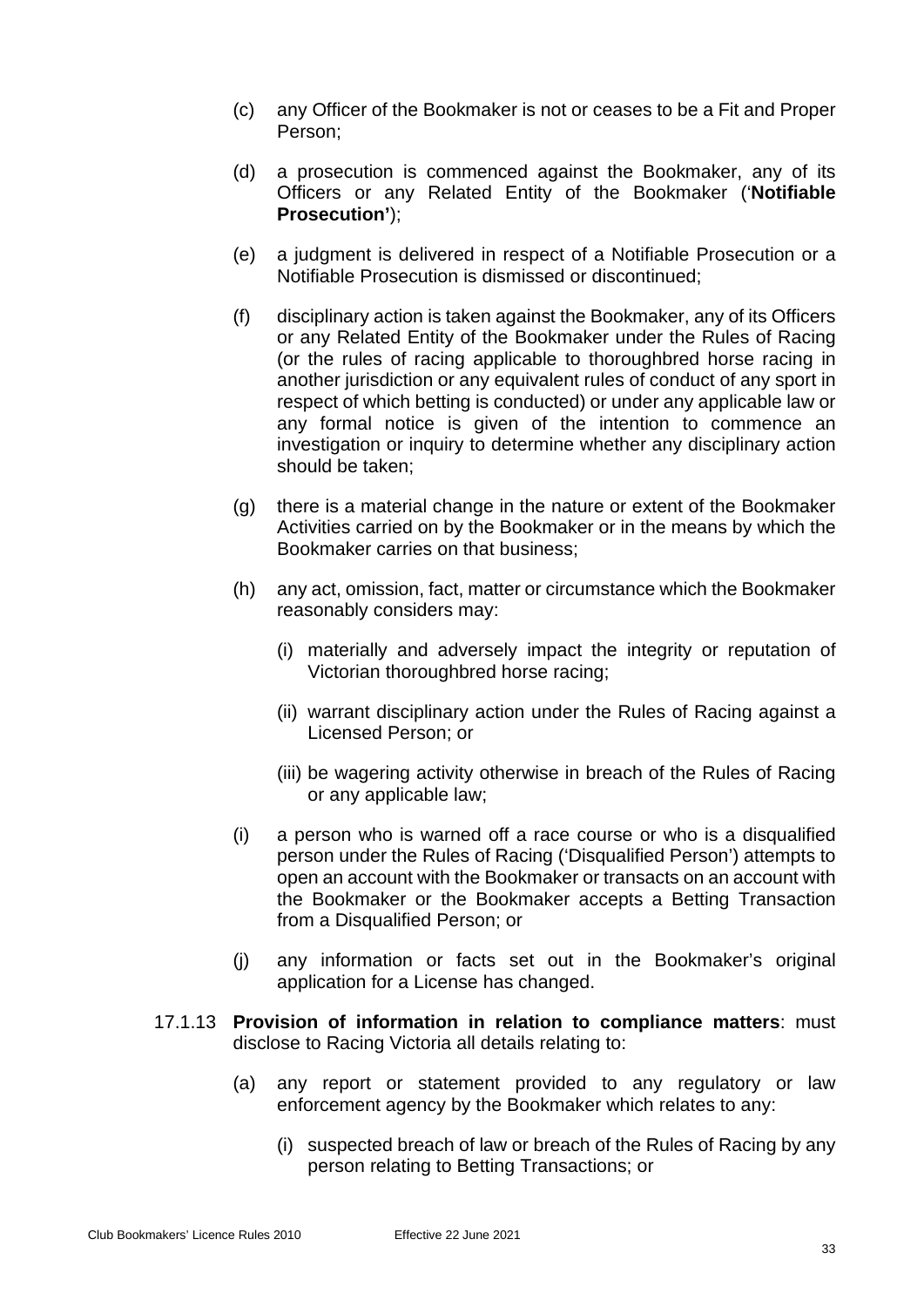(c) any Officer of the Bookmaker is not or ceases to be a Fit and Proper Person;

(d) a prosecution is commenced against the Bookmaker, any of its Officers or any Related Entity of the Bookmaker ('**Notifiable Prosecution'**);

(e) a judgment is delivered in respect of a Notifiable Prosecution or a Notifiable Prosecution is dismissed or discontinued;

(f) disciplinary action is taken against the Bookmaker, any of its Officers or any Related Entity of the Bookmaker under the Rules of Racing (or the rules of racing applicable to thoroughbred horse racing in another jurisdiction or any equivalent rules of conduct of any sport in respect of which betting is conducted) or under any applicable law or any formal notice is given of the intention to commence an investigation or inquiry to determine whether any disciplinary action should be taken;

(g) there is a material change in the nature or extent of the Bookmaker Activities carried on by the Bookmaker or in the means by which the Bookmaker carries on that business;

(h) any act, omission, fact, matter or circumstance which the Bookmaker reasonably considers may:

   (i) materially and adversely impact the integrity or reputation of Victorian thoroughbred horse racing;

   (ii) warrant disciplinary action under the Rules of Racing against a Licensed Person; or

   (iii) be wagering activity otherwise in breach of the Rules of Racing or any applicable law;

(i) a person who is warned off a race course or who is a disqualified person under the Rules of Racing ('Disqualified Person') attempts to open an account with the Bookmaker or transacts on an account with the Bookmaker or the Bookmaker accepts a Betting Transaction from a Disqualified Person; or

(j) any information or facts set out in the Bookmaker's original application for a License has changed.

17.1.13 **Provision of information in relation to compliance matters**: must disclose to Racing Victoria all details relating to:

(a) any report or statement provided to any regulatory or law enforcement agency by the Bookmaker which relates to any:

   (i) suspected breach of law or breach of the Rules of Racing by any person relating to Betting Transactions; or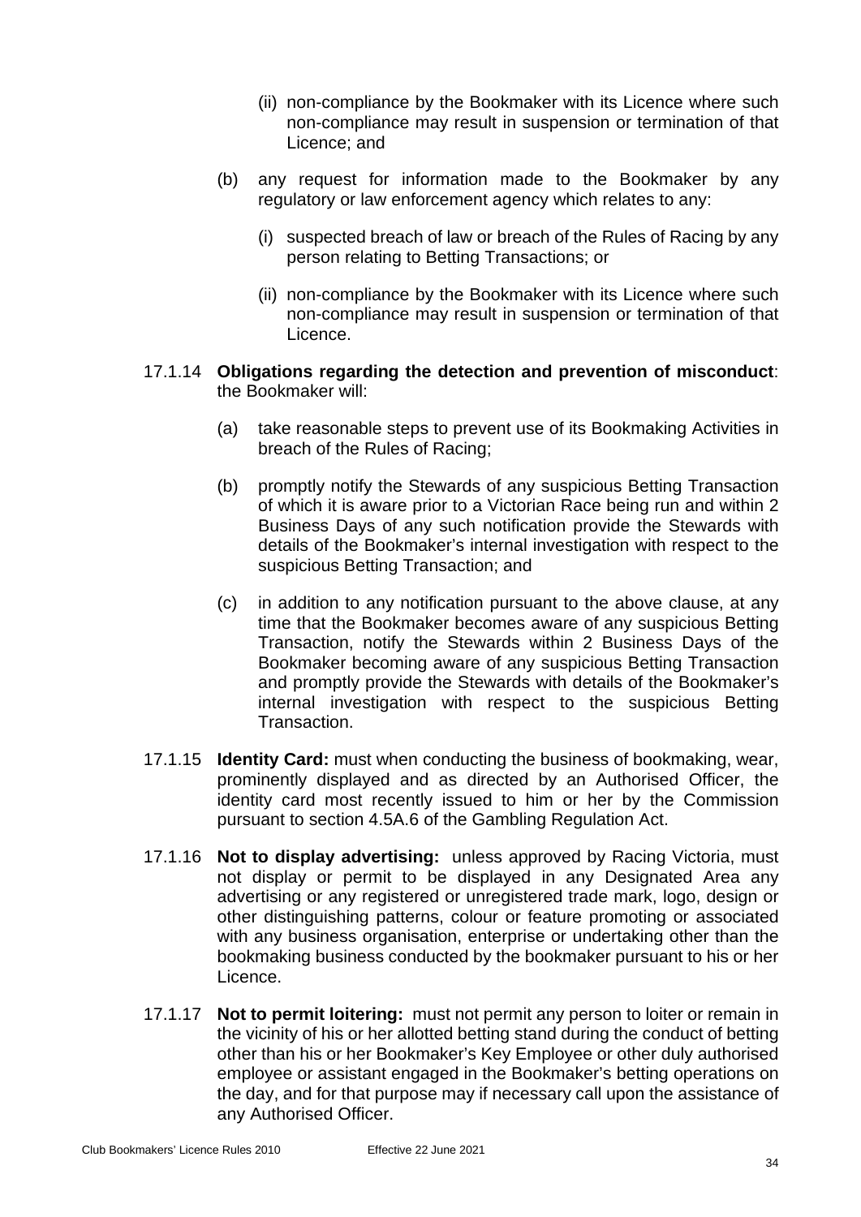(ii) non-compliance by the Bookmaker with its Licence where such non-compliance may result in suspension or termination of that Licence; and

(b) any request for information made to the Bookmaker by any regulatory or law enforcement agency which relates to any:

(i) suspected breach of law or breach of the Rules of Racing by any person relating to Betting Transactions; or

(ii) non-compliance by the Bookmaker with its Licence where such non-compliance may result in suspension or termination of that Licence.

17.1.14 **Obligations regarding the detection and prevention of misconduct**: the Bookmaker will:

(a) take reasonable steps to prevent use of its Bookmaking Activities in breach of the Rules of Racing;

(b) promptly notify the Stewards of any suspicious Betting Transaction of which it is aware prior to a Victorian Race being run and within 2 Business Days of any such notification provide the Stewards with details of the Bookmaker's internal investigation with respect to the suspicious Betting Transaction; and

(c) in addition to any notification pursuant to the above clause, at any time that the Bookmaker becomes aware of any suspicious Betting Transaction, notify the Stewards within 2 Business Days of the Bookmaker becoming aware of any suspicious Betting Transaction and promptly provide the Stewards with details of the Bookmaker's internal investigation with respect to the suspicious Betting Transaction.

17.1.15 **Identity Card:** must when conducting the business of bookmaking, wear, prominently displayed and as directed by an Authorised Officer, the identity card most recently issued to him or her by the Commission pursuant to section 4.5A.6 of the Gambling Regulation Act.

17.1.16 **Not to display advertising:** unless approved by Racing Victoria, must not display or permit to be displayed in any Designated Area any advertising or any registered or unregistered trade mark, logo, design or other distinguishing patterns, colour or feature promoting or associated with any business organisation, enterprise or undertaking other than the bookmaking business conducted by the bookmaker pursuant to his or her Licence.

17.1.17 **Not to permit loitering:** must not permit any person to loiter or remain in the vicinity of his or her allotted betting stand during the conduct of betting other than his or her Bookmaker's Key Employee or other duly authorised employee or assistant engaged in the Bookmaker's betting operations on the day, and for that purpose may if necessary call upon the assistance of any Authorised Officer.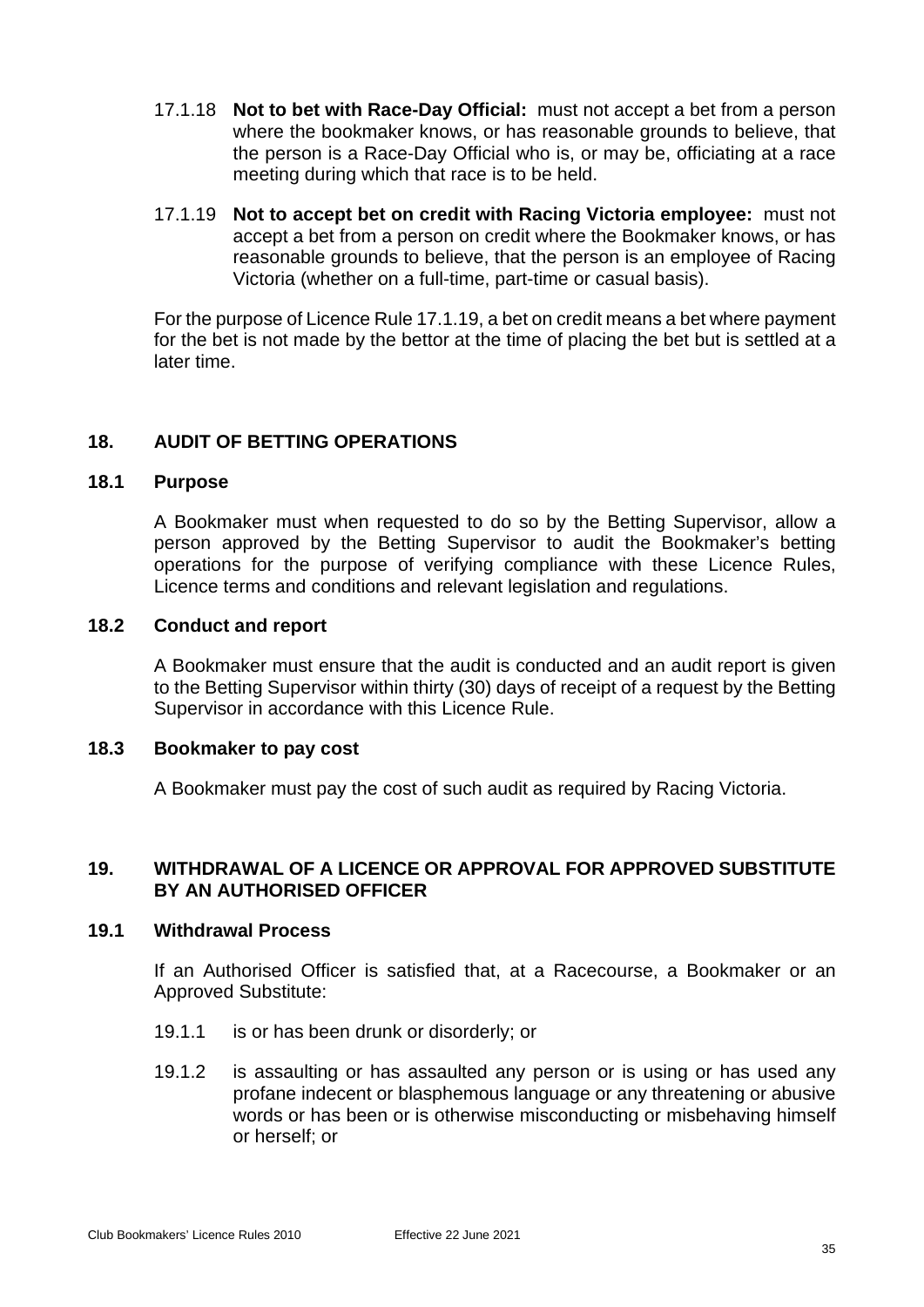17.1.18 **Not to bet with Race-Day Official:** must not accept a bet from a person where the bookmaker knows, or has reasonable grounds to believe, that the person is a Race-Day Official who is, or may be, officiating at a race meeting during which that race is to be held.

17.1.19 **Not to accept bet on credit with Racing Victoria employee:** must not accept a bet from a person on credit where the Bookmaker knows, or has reasonable grounds to believe, that the person is an employee of Racing Victoria (whether on a full-time, part-time or casual basis).

For the purpose of Licence Rule 17.1.19, a bet on credit means a bet where payment for the bet is not made by the bettor at the time of placing the bet but is settled at a later time.

## 18. AUDIT OF BETTING OPERATIONS

### 18.1 Purpose

A Bookmaker must when requested to do so by the Betting Supervisor, allow a person approved by the Betting Supervisor to audit the Bookmaker's betting operations for the purpose of verifying compliance with these Licence Rules, Licence terms and conditions and relevant legislation and regulations.

### 18.2 Conduct and report

A Bookmaker must ensure that the audit is conducted and an audit report is given to the Betting Supervisor within thirty (30) days of receipt of a request by the Betting Supervisor in accordance with this Licence Rule.

### 18.3 Bookmaker to pay cost

A Bookmaker must pay the cost of such audit as required by Racing Victoria.

## 19. WITHDRAWAL OF A LICENCE OR APPROVAL FOR APPROVED SUBSTITUTE BY AN AUTHORISED OFFICER

### 19.1 Withdrawal Process

If an Authorised Officer is satisfied that, at a Racecourse, a Bookmaker or an Approved Substitute:

19.1.1 is or has been drunk or disorderly; or

19.1.2 is assaulting or has assaulted any person or is using or has used any profane indecent or blasphemous language or any threatening or abusive words or has been or is otherwise misconducting or misbehaving himself or herself; or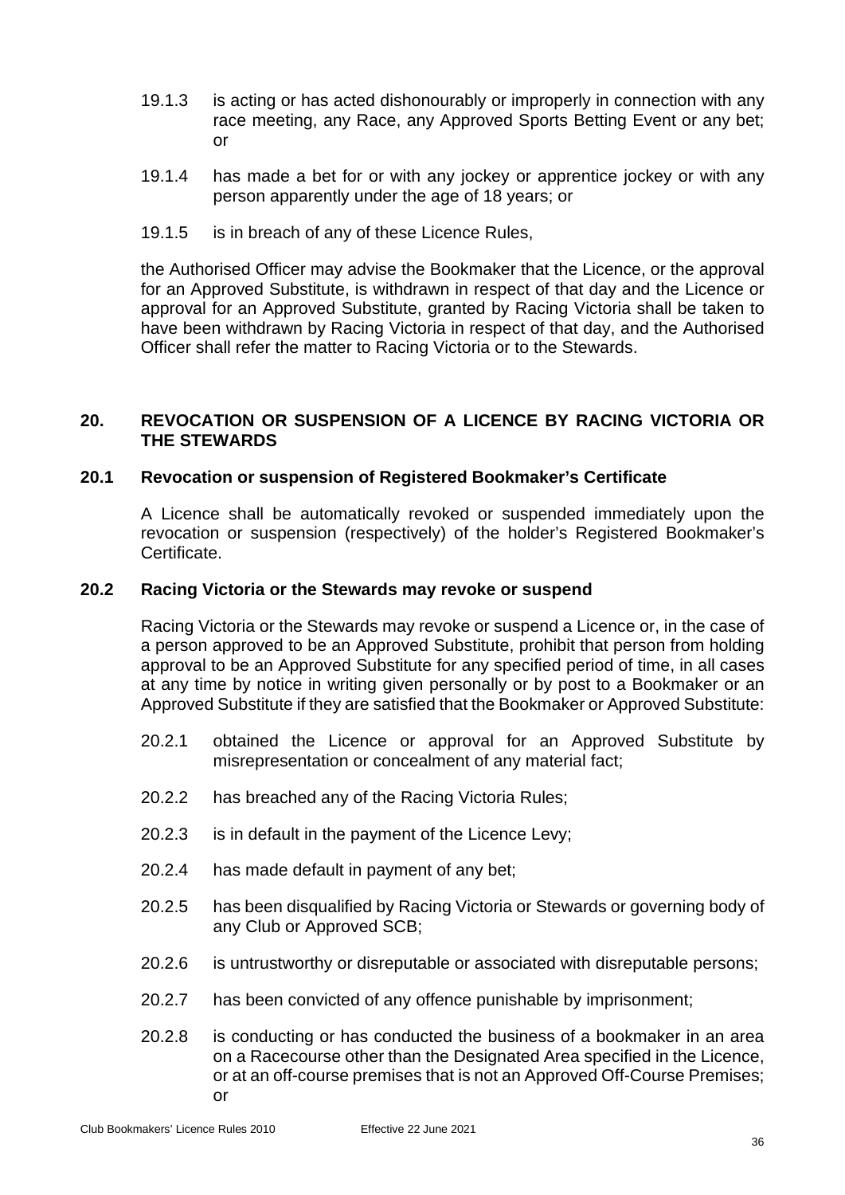19.1.3 is acting or has acted dishonourably or improperly in connection with any race meeting, any Race, any Approved Sports Betting Event or any bet; or

19.1.4 has made a bet for or with any jockey or apprentice jockey or with any person apparently under the age of 18 years; or

19.1.5 is in breach of any of these Licence Rules,

the Authorised Officer may advise the Bookmaker that the Licence, or the approval for an Approved Substitute, is withdrawn in respect of that day and the Licence or approval for an Approved Substitute, granted by Racing Victoria shall be taken to have been withdrawn by Racing Victoria in respect of that day, and the Authorised Officer shall refer the matter to Racing Victoria or to the Stewards.

## 20. REVOCATION OR SUSPENSION OF A LICENCE BY RACING VICTORIA OR THE STEWARDS

### 20.1 Revocation or suspension of Registered Bookmaker's Certificate

A Licence shall be automatically revoked or suspended immediately upon the revocation or suspension (respectively) of the holder's Registered Bookmaker's Certificate.

### 20.2 Racing Victoria or the Stewards may revoke or suspend

Racing Victoria or the Stewards may revoke or suspend a Licence or, in the case of a person approved to be an Approved Substitute, prohibit that person from holding approval to be an Approved Substitute for any specified period of time, in all cases at any time by notice in writing given personally or by post to a Bookmaker or an Approved Substitute if they are satisfied that the Bookmaker or Approved Substitute:

20.2.1 obtained the Licence or approval for an Approved Substitute by misrepresentation or concealment of any material fact;

20.2.2 has breached any of the Racing Victoria Rules;

20.2.3 is in default in the payment of the Licence Levy;

20.2.4 has made default in payment of any bet;

20.2.5 has been disqualified by Racing Victoria or Stewards or governing body of any Club or Approved SCB;

20.2.6 is untrustworthy or disreputable or associated with disreputable persons;

20.2.7 has been convicted of any offence punishable by imprisonment;

20.2.8 is conducting or has conducted the business of a bookmaker in an area on a Racecourse other than the Designated Area specified in the Licence, or at an off-course premises that is not an Approved Off-Course Premises; or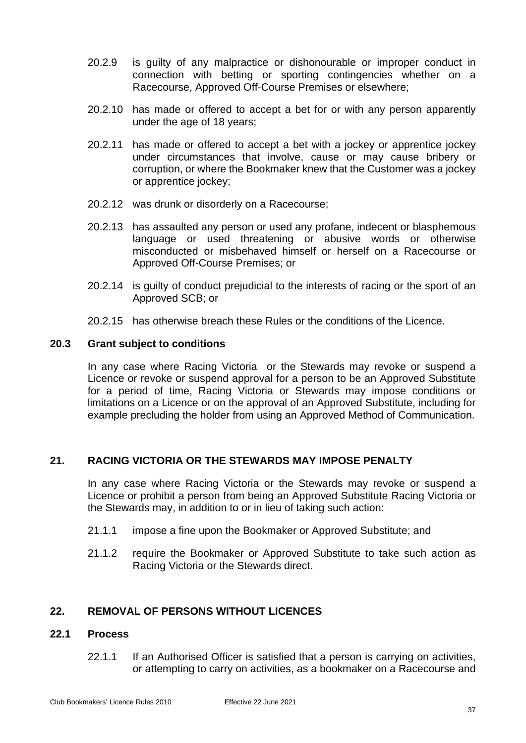20.2.9 is guilty of any malpractice or dishonourable or improper conduct in connection with betting or sporting contingencies whether on a Racecourse, Approved Off-Course Premises or elsewhere;

20.2.10 has made or offered to accept a bet for or with any person apparently under the age of 18 years;

20.2.11 has made or offered to accept a bet with a jockey or apprentice jockey under circumstances that involve, cause or may cause bribery or corruption, or where the Bookmaker knew that the Customer was a jockey or apprentice jockey;

20.2.12 was drunk or disorderly on a Racecourse;

20.2.13 has assaulted any person or used any profane, indecent or blasphemous language or used threatening or abusive words or otherwise misconducted or misbehaved himself or herself on a Racecourse or Approved Off-Course Premises; or

20.2.14 is guilty of conduct prejudicial to the interests of racing or the sport of an Approved SCB; or

20.2.15 has otherwise breach these Rules or the conditions of the Licence.

### 20.3 Grant subject to conditions

In any case where Racing Victoria or the Stewards may revoke or suspend a Licence or revoke or suspend approval for a person to be an Approved Substitute for a period of time, Racing Victoria or Stewards may impose conditions or limitations on a Licence or on the approval of an Approved Substitute, including for example precluding the holder from using an Approved Method of Communication.

## 21. RACING VICTORIA OR THE STEWARDS MAY IMPOSE PENALTY

In any case where Racing Victoria or the Stewards may revoke or suspend a Licence or prohibit a person from being an Approved Substitute Racing Victoria or the Stewards may, in addition to or in lieu of taking such action:

21.1.1 impose a fine upon the Bookmaker or Approved Substitute; and

21.1.2 require the Bookmaker or Approved Substitute to take such action as Racing Victoria or the Stewards direct.

## 22. REMOVAL OF PERSONS WITHOUT LICENCES

### 22.1 Process

22.1.1 If an Authorised Officer is satisfied that a person is carrying on activities, or attempting to carry on activities, as a bookmaker on a Racecourse and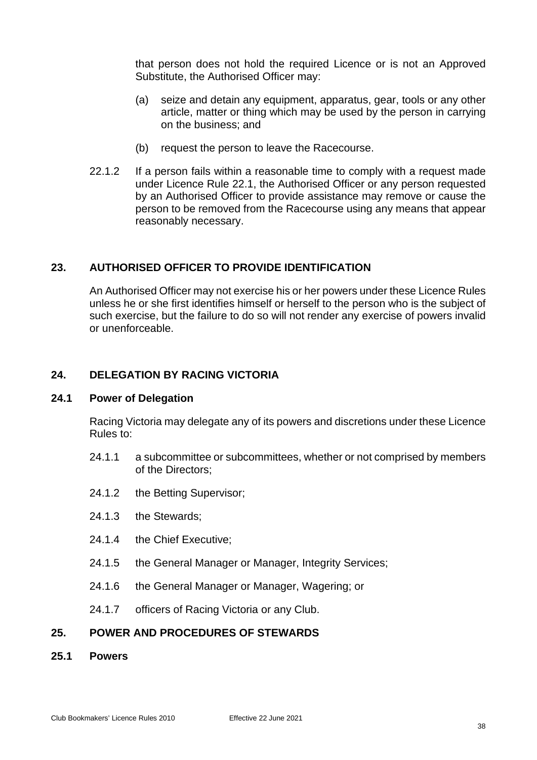that person does not hold the required Licence or is not an Approved Substitute, the Authorised Officer may:

(a) seize and detain any equipment, apparatus, gear, tools or any other article, matter or thing which may be used by the person in carrying on the business; and

(b) request the person to leave the Racecourse.

22.1.2 If a person fails within a reasonable time to comply with a request made under Licence Rule 22.1, the Authorised Officer or any person requested by an Authorised Officer to provide assistance may remove or cause the person to be removed from the Racecourse using any means that appear reasonably necessary.

## 23. AUTHORISED OFFICER TO PROVIDE IDENTIFICATION

An Authorised Officer may not exercise his or her powers under these Licence Rules unless he or she first identifies himself or herself to the person who is the subject of such exercise, but the failure to do so will not render any exercise of powers invalid or unenforceable.

## 24. DELEGATION BY RACING VICTORIA

### 24.1 Power of Delegation

Racing Victoria may delegate any of its powers and discretions under these Licence Rules to:

24.1.1 a subcommittee or subcommittees, whether or not comprised by members of the Directors;

24.1.2 the Betting Supervisor;

24.1.3 the Stewards;

24.1.4 the Chief Executive;

24.1.5 the General Manager or Manager, Integrity Services;

24.1.6 the General Manager or Manager, Wagering; or

24.1.7 officers of Racing Victoria or any Club.

## 25. POWER AND PROCEDURES OF STEWARDS

### 25.1 Powers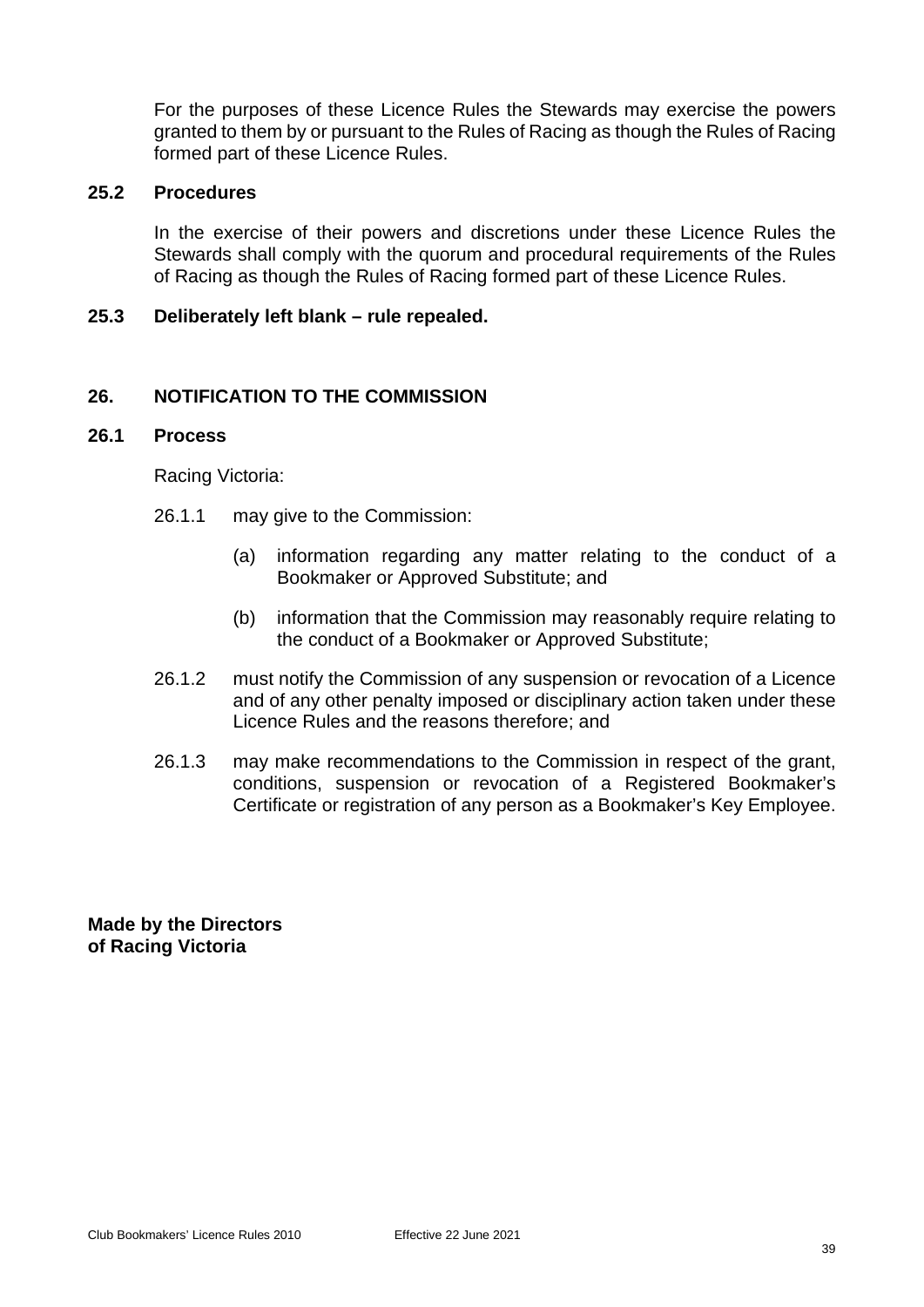For the purposes of these Licence Rules the Stewards may exercise the powers granted to them by or pursuant to the Rules of Racing as though the Rules of Racing formed part of these Licence Rules.

### 25.2 Procedures

In the exercise of their powers and discretions under these Licence Rules the Stewards shall comply with the quorum and procedural requirements of the Rules of Racing as though the Rules of Racing formed part of these Licence Rules.

### 25.3 Deliberately left blank – rule repealed.

## 26. NOTIFICATION TO THE COMMISSION

### 26.1 Process

Racing Victoria:

26.1.1 may give to the Commission:

- (a) information regarding any matter relating to the conduct of a Bookmaker or Approved Substitute; and
- (b) information that the Commission may reasonably require relating to the conduct of a Bookmaker or Approved Substitute;

26.1.2 must notify the Commission of any suspension or revocation of a Licence and of any other penalty imposed or disciplinary action taken under these Licence Rules and the reasons therefore; and

26.1.3 may make recommendations to the Commission in respect of the grant, conditions, suspension or revocation of a Registered Bookmaker's Certificate or registration of any person as a Bookmaker's Key Employee.

**Made by the Directors of Racing Victoria**